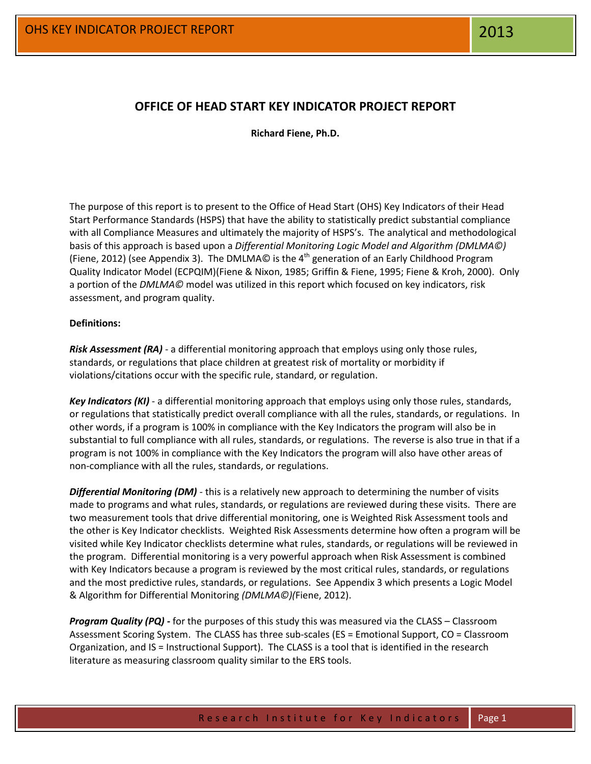# OFFICE OF HEAD START KEY INDICATOR PROJECT REPORT

**Richard Fiene, Ph.D.**

The purpose of this report is to present to the Office of Head Start (OHS) Key Indicators of their Head Start Performance Standards (HSPS) that have the ability to statistically predict substantial compliance with all Compliance Measures and ultimately the majority of HSPS's. The analytical and methodological basis of this approach is based upon a *Differential Monitoring Logic Model and Algorithm (DMLMA©)* (Fiene, 2012) (see Appendix 3). The DMLMA© is the 4$^{th}$ generation of an Early Childhood Program Quality Indicator Model (ECPQIM)(Fiene & Nixon, 1985; Griffin & Fiene, 1995; Fiene & Kroh, 2000). Only a portion of the *DMLMA©* model was utilized in this report which focused on key indicators, risk assessment, and program quality.

**Definitions:**

***Risk Assessment (RA)*** - a differential monitoring approach that employs using only those rules, standards, or regulations that place children at greatest risk of mortality or morbidity if violations/citations occur with the specific rule, standard, or regulation.

***Key Indicators (KI)*** - a differential monitoring approach that employs using only those rules, standards, or regulations that statistically predict overall compliance with all the rules, standards, or regulations. In other words, if a program is 100% in compliance with the Key Indicators the program will also be in substantial to full compliance with all rules, standards, or regulations. The reverse is also true in that if a program is not 100% in compliance with the Key Indicators the program will also have other areas of non-compliance with all the rules, standards, or regulations.

***Differential Monitoring (DM)*** - this is a relatively new approach to determining the number of visits made to programs and what rules, standards, or regulations are reviewed during these visits. There are two measurement tools that drive differential monitoring, one is Weighted Risk Assessment tools and the other is Key Indicator checklists. Weighted Risk Assessments determine how often a program will be visited while Key Indicator checklists determine what rules, standards, or regulations will be reviewed in the program. Differential monitoring is a very powerful approach when Risk Assessment is combined with Key Indicators because a program is reviewed by the most critical rules, standards, or regulations and the most predictive rules, standards, or regulations. See Appendix 3 which presents a Logic Model & Algorithm for Differential Monitoring *(DMLMA©)(*Fiene, 2012).

***Program Quality (PQ) -*** for the purposes of this study this was measured via the CLASS – Classroom Assessment Scoring System. The CLASS has three sub-scales (ES = Emotional Support, CO = Classroom Organization, and IS = Instructional Support). The CLASS is a tool that is identified in the research literature as measuring classroom quality similar to the ERS tools.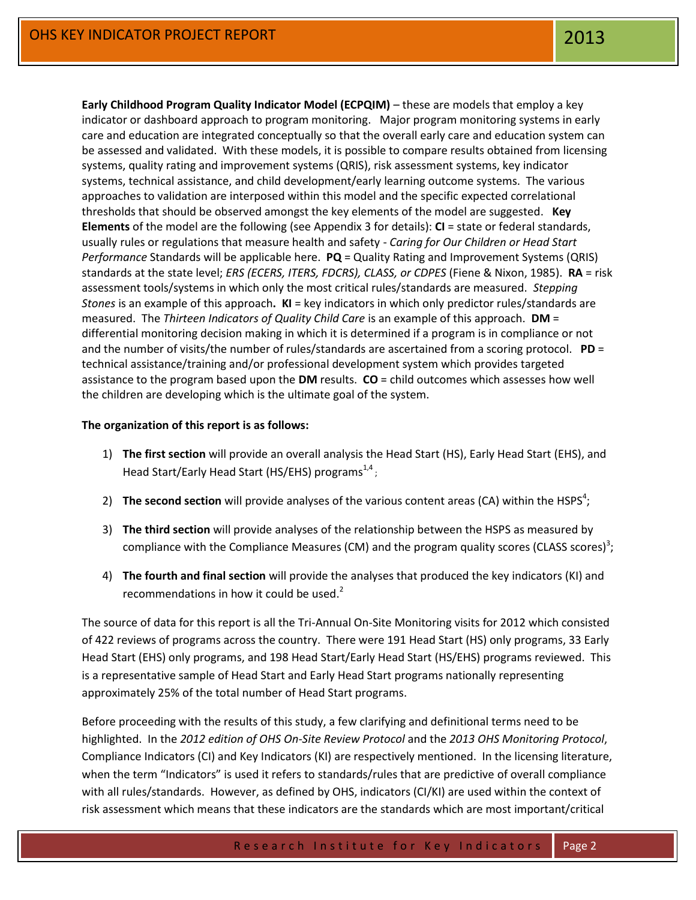**Early Childhood Program Quality Indicator Model (ECPQIM)** – these are models that employ a key indicator or dashboard approach to program monitoring. Major program monitoring systems in early care and education are integrated conceptually so that the overall early care and education system can be assessed and validated. With these models, it is possible to compare results obtained from licensing systems, quality rating and improvement systems (QRIS), risk assessment systems, key indicator systems, technical assistance, and child development/early learning outcome systems. The various approaches to validation are interposed within this model and the specific expected correlational thresholds that should be observed amongst the key elements of the model are suggested. **Key Elements** of the model are the following (see Appendix 3 for details): **CI** = state or federal standards, usually rules or regulations that measure health and safety - *Caring for Our Children or Head Start Performance* Standards will be applicable here. **PQ** = Quality Rating and Improvement Systems (QRIS) standards at the state level; *ERS (ECERS, ITERS, FDCRS), CLASS, or CDPES* (Fiene & Nixon, 1985). **RA** = risk assessment tools/systems in which only the most critical rules/standards are measured. *Stepping Stones* is an example of this approach**. KI** = key indicators in which only predictor rules/standards are measured. The *Thirteen Indicators of Quality Child Care* is an example of this approach. **DM** = differential monitoring decision making in which it is determined if a program is in compliance or not and the number of visits/the number of rules/standards are ascertained from a scoring protocol. **PD** = technical assistance/training and/or professional development system which provides targeted assistance to the program based upon the **DM** results. **CO** = child outcomes which assesses how well the children are developing which is the ultimate goal of the system.

**The organization of this report is as follows:**

1) **The first section** will provide an overall analysis the Head Start (HS), Early Head Start (EHS), and Head Start/Early Head Start (HS/EHS) programs[1,4];
2) **The second section** will provide analyses of the various content areas (CA) within the HSPS[4];
3) **The third section** will provide analyses of the relationship between the HSPS as measured by compliance with the Compliance Measures (CM) and the program quality scores (CLASS scores)[3];
4) **The fourth and final section** will provide the analyses that produced the key indicators (KI) and recommendations in how it could be used.[2]

The source of data for this report is all the Tri-Annual On-Site Monitoring visits for 2012 which consisted of 422 reviews of programs across the country. There were 191 Head Start (HS) only programs, 33 Early Head Start (EHS) only programs, and 198 Head Start/Early Head Start (HS/EHS) programs reviewed. This is a representative sample of Head Start and Early Head Start programs nationally representing approximately 25% of the total number of Head Start programs.

Before proceeding with the results of this study, a few clarifying and definitional terms need to be highlighted. In the *2012 edition of OHS On-Site Review Protocol* and the *2013 OHS Monitoring Protocol*, Compliance Indicators (CI) and Key Indicators (KI) are respectively mentioned. In the licensing literature, when the term "Indicators" is used it refers to standards/rules that are predictive of overall compliance with all rules/standards. However, as defined by OHS, indicators (CI/KI) are used within the context of risk assessment which means that these indicators are the standards which are most important/critical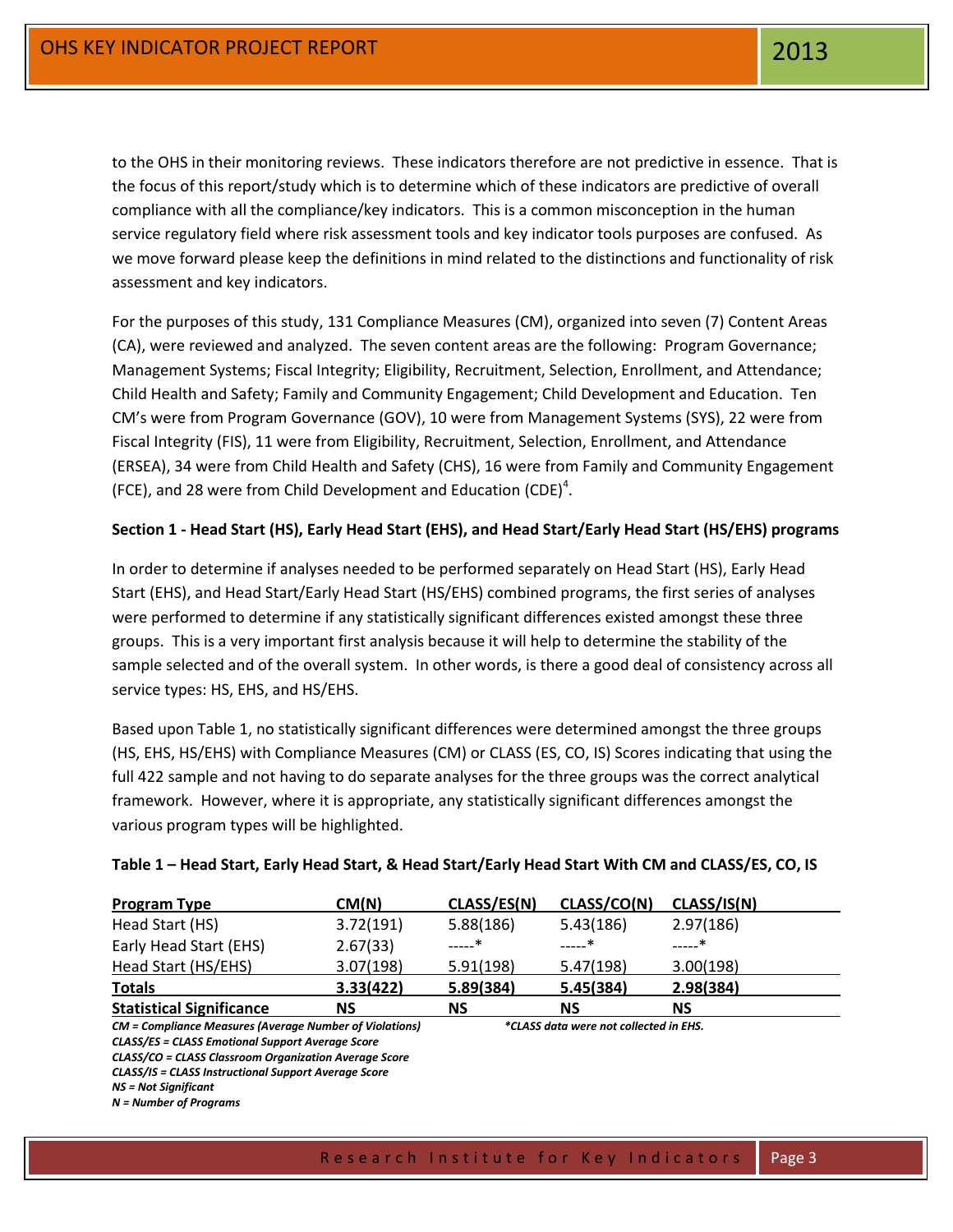to the OHS in their monitoring reviews. These indicators therefore are not predictive in essence. That is the focus of this report/study which is to determine which of these indicators are predictive of overall compliance with all the compliance/key indicators. This is a common misconception in the human service regulatory field where risk assessment tools and key indicator tools purposes are confused. As we move forward please keep the definitions in mind related to the distinctions and functionality of risk assessment and key indicators.

For the purposes of this study, 131 Compliance Measures (CM), organized into seven (7) Content Areas (CA), were reviewed and analyzed. The seven content areas are the following: Program Governance; Management Systems; Fiscal Integrity; Eligibility, Recruitment, Selection, Enrollment, and Attendance; Child Health and Safety; Family and Community Engagement; Child Development and Education. Ten CM's were from Program Governance (GOV), 10 were from Management Systems (SYS), 22 were from Fiscal Integrity (FIS), 11 were from Eligibility, Recruitment, Selection, Enrollment, and Attendance (ERSEA), 34 were from Child Health and Safety (CHS), 16 were from Family and Community Engagement (FCE), and 28 were from Child Development and Education (CDE)[4].

**Section 1 - Head Start (HS), Early Head Start (EHS), and Head Start/Early Head Start (HS/EHS) programs**

In order to determine if analyses needed to be performed separately on Head Start (HS), Early Head Start (EHS), and Head Start/Early Head Start (HS/EHS) combined programs, the first series of analyses were performed to determine if any statistically significant differences existed amongst these three groups. This is a very important first analysis because it will help to determine the stability of the sample selected and of the overall system. In other words, is there a good deal of consistency across all service types: HS, EHS, and HS/EHS.

Based upon Table 1, no statistically significant differences were determined amongst the three groups (HS, EHS, HS/EHS) with Compliance Measures (CM) or CLASS (ES, CO, IS) Scores indicating that using the full 422 sample and not having to do separate analyses for the three groups was the correct analytical framework. However, where it is appropriate, any statistically significant differences amongst the various program types will be highlighted.

**Table 1 – Head Start, Early Head Start, & Head Start/Early Head Start With CM and CLASS/ES, CO, IS**

| Program Type | CM(N) | CLASS/ES(N) | CLASS/CO(N) | CLASS/IS(N) |
|---|---|---|---|---|
| Head Start (HS) | 3.72(191) | 5.88(186) | 5.43(186) | 2.97(186) |
| Early Head Start (EHS) | 2.67(33) | -----* | -----* | -----* |
| Head Start (HS/EHS) | 3.07(198) | 5.91(198) | 5.47(198) | 3.00(198) |
| **Totals** | **3.33(422)** | **5.89(384)** | **5.45(384)** | **2.98(384)** |
| **Statistical Significance** | **NS** | **NS** | **NS** | **NS** |

*CM = Compliance Measures (Average Number of Violations)*
*CLASS/ES = CLASS Emotional Support Average Score*
*CLASS/CO = CLASS Classroom Organization Average Score*
*CLASS/IS = CLASS Instructional Support Average Score*
*NS = Not Significant*
*N = Number of Programs*

**CLASS data were not collected in EHS.*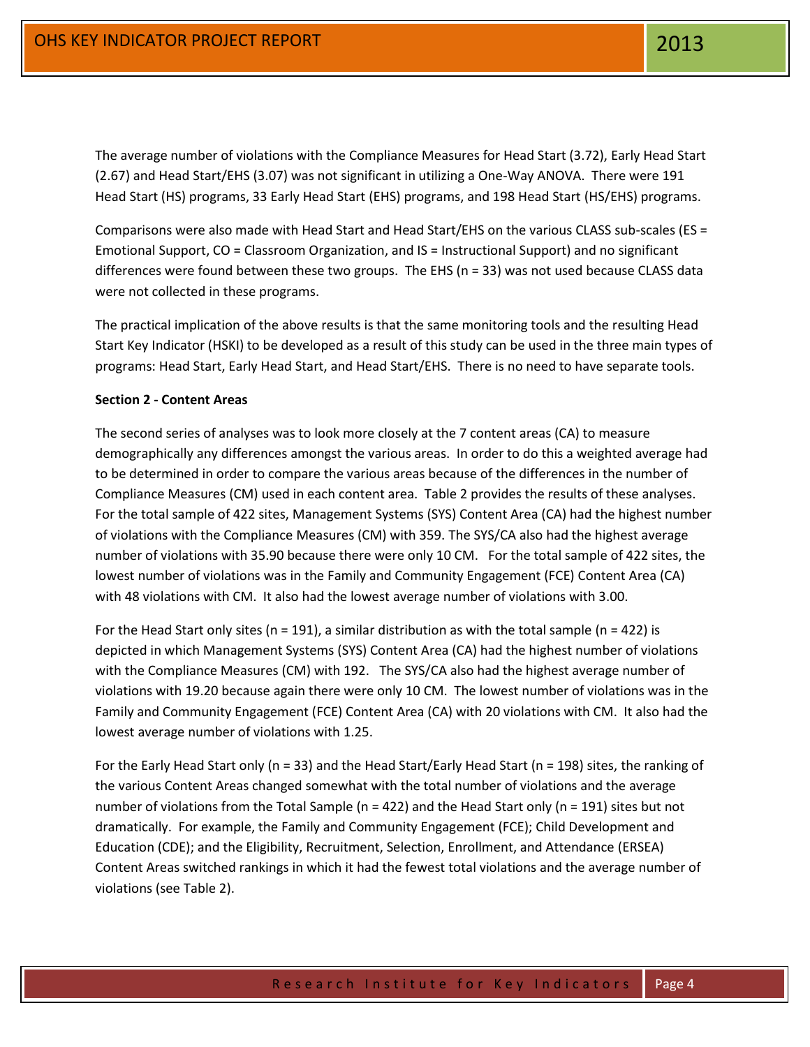The average number of violations with the Compliance Measures for Head Start (3.72), Early Head Start (2.67) and Head Start/EHS (3.07) was not significant in utilizing a One-Way ANOVA. There were 191 Head Start (HS) programs, 33 Early Head Start (EHS) programs, and 198 Head Start (HS/EHS) programs.

Comparisons were also made with Head Start and Head Start/EHS on the various CLASS sub-scales (ES = Emotional Support, CO = Classroom Organization, and IS = Instructional Support) and no significant differences were found between these two groups. The EHS (n = 33) was not used because CLASS data were not collected in these programs.

The practical implication of the above results is that the same monitoring tools and the resulting Head Start Key Indicator (HSKI) to be developed as a result of this study can be used in the three main types of programs: Head Start, Early Head Start, and Head Start/EHS. There is no need to have separate tools.

**Section 2 - Content Areas**

The second series of analyses was to look more closely at the 7 content areas (CA) to measure demographically any differences amongst the various areas. In order to do this a weighted average had to be determined in order to compare the various areas because of the differences in the number of Compliance Measures (CM) used in each content area. Table 2 provides the results of these analyses. For the total sample of 422 sites, Management Systems (SYS) Content Area (CA) had the highest number of violations with the Compliance Measures (CM) with 359. The SYS/CA also had the highest average number of violations with 35.90 because there were only 10 CM. For the total sample of 422 sites, the lowest number of violations was in the Family and Community Engagement (FCE) Content Area (CA) with 48 violations with CM. It also had the lowest average number of violations with 3.00.

For the Head Start only sites (n = 191), a similar distribution as with the total sample (n = 422) is depicted in which Management Systems (SYS) Content Area (CA) had the highest number of violations with the Compliance Measures (CM) with 192. The SYS/CA also had the highest average number of violations with 19.20 because again there were only 10 CM. The lowest number of violations was in the Family and Community Engagement (FCE) Content Area (CA) with 20 violations with CM. It also had the lowest average number of violations with 1.25.

For the Early Head Start only (n = 33) and the Head Start/Early Head Start (n = 198) sites, the ranking of the various Content Areas changed somewhat with the total number of violations and the average number of violations from the Total Sample (n = 422) and the Head Start only (n = 191) sites but not dramatically. For example, the Family and Community Engagement (FCE); Child Development and Education (CDE); and the Eligibility, Recruitment, Selection, Enrollment, and Attendance (ERSEA) Content Areas switched rankings in which it had the fewest total violations and the average number of violations (see Table 2).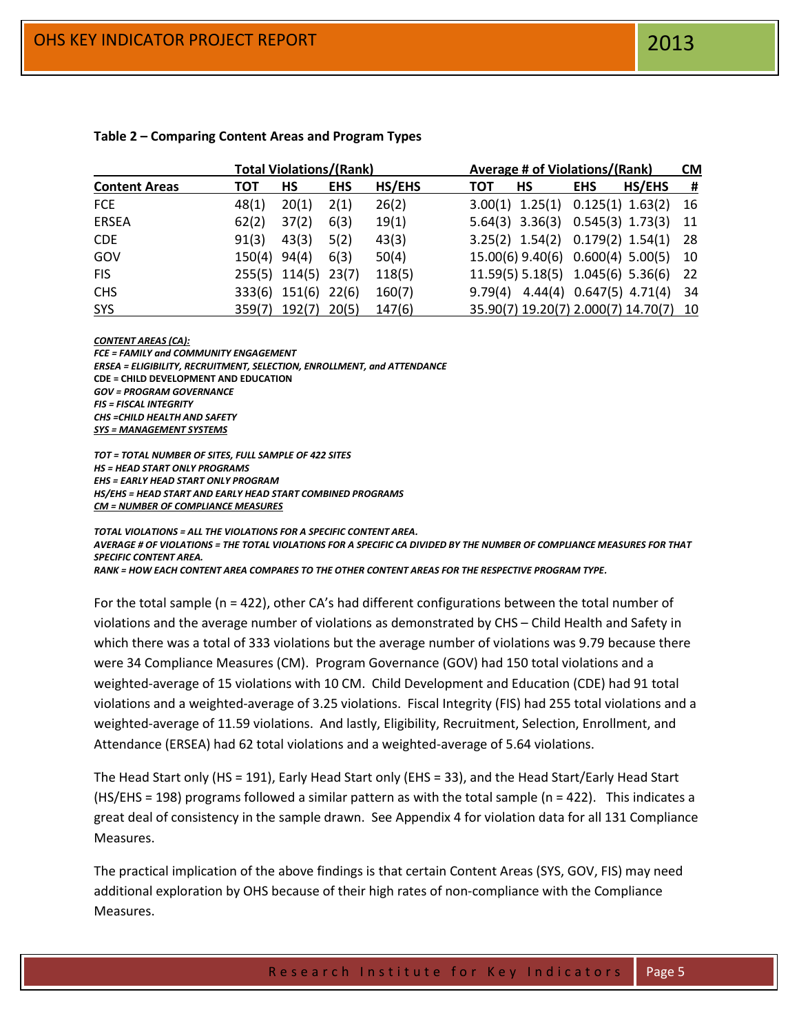**Table 2 – Comparing Content Areas and Program Types**

| | Total Violations/(Rank) | | | | Average # of Violations/(Rank) | | | | CM |
|---|---|---|---|---|---|---|---|---|---|
| **Content Areas** | **TOT** | **HS** | **EHS** | **HS/EHS** | **TOT** | **HS** | **EHS** | **HS/EHS** | **#** |
| FCE | 48(1) | 20(1) | 2(1) | 26(2) | 3.00(1) | 1.25(1) | 0.125(1) | 1.63(2) | 16 |
| ERSEA | 62(2) | 37(2) | 6(3) | 19(1) | 5.64(3) | 3.36(3) | 0.545(3) | 1.73(3) | 11 |
| CDE | 91(3) | 43(3) | 5(2) | 43(3) | 3.25(2) | 1.54(2) | 0.179(2) | 1.54(1) | 28 |
| GOV | 150(4) | 94(4) | 6(3) | 50(4) | 15.00(6) | 9.40(6) | 0.600(4) | 5.00(5) | 10 |
| FIS | 255(5) | 114(5) | 23(7) | 118(5) | 11.59(5) | 5.18(5) | 1.045(6) | 5.36(6) | 22 |
| CHS | 333(6) | 151(6) | 22(6) | 160(7) | 9.79(4) | 4.44(4) | 0.647(5) | 4.71(4) | 34 |
| SYS | 359(7) | 192(7) | 20(5) | 147(6) | 35.90(7) | 19.20(7) | 2.000(7) | 14.70(7) | 10 |

***CONTENT AREAS (CA):***
***FCE = FAMILY and COMMUNITY ENGAGEMENT***
***ERSEA = ELIGIBILITY, RECRUITMENT, SELECTION, ENROLLMENT, and ATTENDANCE***
**CDE = CHILD DEVELOPMENT AND EDUCATION**
***GOV = PROGRAM GOVERNANCE***
***FIS = FISCAL INTEGRITY***
***CHS =CHILD HEALTH AND SAFETY***
***SYS = MANAGEMENT SYSTEMS***

***TOT = TOTAL NUMBER OF SITES, FULL SAMPLE OF 422 SITES***
***HS = HEAD START ONLY PROGRAMS***
***EHS = EARLY HEAD START ONLY PROGRAM***
***HS/EHS = HEAD START AND EARLY HEAD START COMBINED PROGRAMS***
***CM = NUMBER OF COMPLIANCE MEASURES***

***TOTAL VIOLATIONS = ALL THE VIOLATIONS FOR A SPECIFIC CONTENT AREA.***
***AVERAGE # OF VIOLATIONS = THE TOTAL VIOLATIONS FOR A SPECIFIC CA DIVIDED BY THE NUMBER OF COMPLIANCE MEASURES FOR THAT SPECIFIC CONTENT AREA.***
***RANK = HOW EACH CONTENT AREA COMPARES TO THE OTHER CONTENT AREAS FOR THE RESPECTIVE PROGRAM TYPE.***

For the total sample (n = 422), other CA's had different configurations between the total number of violations and the average number of violations as demonstrated by CHS – Child Health and Safety in which there was a total of 333 violations but the average number of violations was 9.79 because there were 34 Compliance Measures (CM). Program Governance (GOV) had 150 total violations and a weighted-average of 15 violations with 10 CM. Child Development and Education (CDE) had 91 total violations and a weighted-average of 3.25 violations. Fiscal Integrity (FIS) had 255 total violations and a weighted-average of 11.59 violations. And lastly, Eligibility, Recruitment, Selection, Enrollment, and Attendance (ERSEA) had 62 total violations and a weighted-average of 5.64 violations.

The Head Start only (HS = 191), Early Head Start only (EHS = 33), and the Head Start/Early Head Start (HS/EHS = 198) programs followed a similar pattern as with the total sample (n = 422). This indicates a great deal of consistency in the sample drawn. See Appendix 4 for violation data for all 131 Compliance Measures.

The practical implication of the above findings is that certain Content Areas (SYS, GOV, FIS) may need additional exploration by OHS because of their high rates of non-compliance with the Compliance Measures.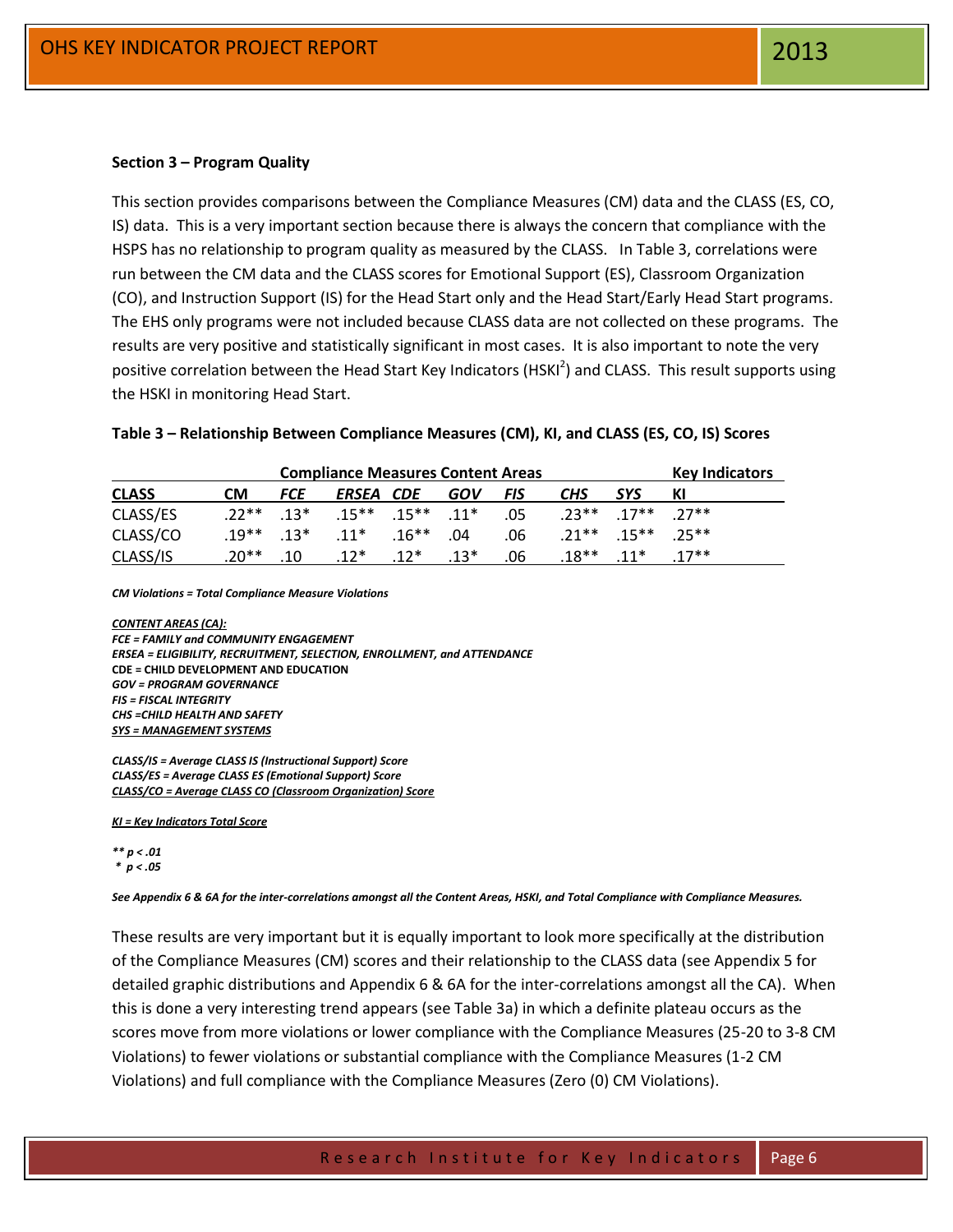**Section 3 – Program Quality**

This section provides comparisons between the Compliance Measures (CM) data and the CLASS (ES, CO, IS) data. This is a very important section because there is always the concern that compliance with the HSPS has no relationship to program quality as measured by the CLASS. In Table 3, correlations were run between the CM data and the CLASS scores for Emotional Support (ES), Classroom Organization (CO), and Instruction Support (IS) for the Head Start only and the Head Start/Early Head Start programs. The EHS only programs were not included because CLASS data are not collected on these programs. The results are very positive and statistically significant in most cases. It is also important to note the very positive correlation between the Head Start Key Indicators (HSKI[2]) and CLASS. This result supports using the HSKI in monitoring Head Start.

**Table 3 – Relationship Between Compliance Measures (CM), KI, and CLASS (ES, CO, IS) Scores**

| | Compliance Measures Content Areas | | | | | | | | Key Indicators |
|---|---|---|---|---|---|---|---|---|---|
| **CLASS** | **CM** | ***FCE*** | ***ERSEA*** | ***CDE*** | ***GOV*** | ***FIS*** | ***CHS*** | ***SYS*** | **KI** |
| CLASS/ES | .22** | .13* | .15** | .15** | .11* | .05 | .23** | .17** | .27** |
| CLASS/CO | .19** | .13* | .11* | .16** | .04 | .06 | .21** | .15** | .25** |
| CLASS/IS | .20** | .10 | .12* | .12* | .13* | .06 | .18** | .11* | .17** |

***CM Violations = Total Compliance Measure Violations***

***CONTENT AREAS (CA):***
***FCE = FAMILY and COMMUNITY ENGAGEMENT***
***ERSEA = ELIGIBILITY, RECRUITMENT, SELECTION, ENROLLMENT, and ATTENDANCE***
**CDE = CHILD DEVELOPMENT AND EDUCATION**
***GOV = PROGRAM GOVERNANCE***
***FIS = FISCAL INTEGRITY***
***CHS =CHILD HEALTH AND SAFETY***
***SYS = MANAGEMENT SYSTEMS***

***CLASS/IS = Average CLASS IS (Instructional Support) Score***
***CLASS/ES = Average CLASS ES (Emotional Support) Score***
***CLASS/CO = Average CLASS CO (Classroom Organization) Score***

***KI = Key Indicators Total Score***

***** $p < .01$***
***\* $p < .05$***

***See Appendix 6 & 6A for the inter-correlations amongst all the Content Areas, HSKI, and Total Compliance with Compliance Measures.***

These results are very important but it is equally important to look more specifically at the distribution of the Compliance Measures (CM) scores and their relationship to the CLASS data (see Appendix 5 for detailed graphic distributions and Appendix 6 & 6A for the inter-correlations amongst all the CA). When this is done a very interesting trend appears (see Table 3a) in which a definite plateau occurs as the scores move from more violations or lower compliance with the Compliance Measures (25-20 to 3-8 CM Violations) to fewer violations or substantial compliance with the Compliance Measures (1-2 CM Violations) and full compliance with the Compliance Measures (Zero (0) CM Violations).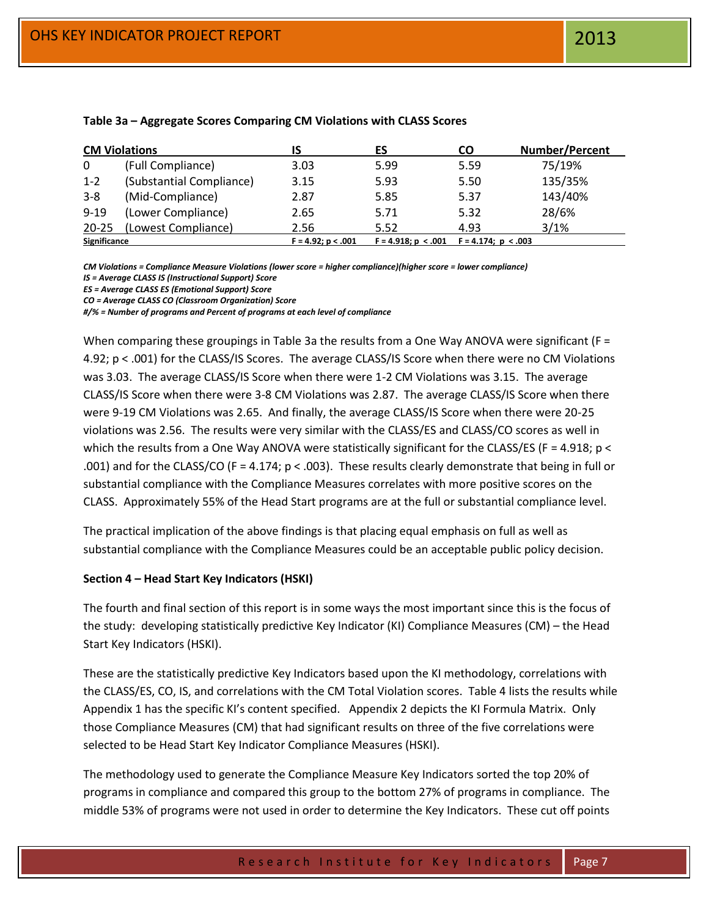**Table 3a – Aggregate Scores Comparing CM Violations with CLASS Scores**

| CM Violations | | IS | ES | CO | Number/Percent |
|---|---|---|---|---|---|
| 0 | (Full Compliance) | 3.03 | 5.99 | 5.59 | 75/19% |
| 1-2 | (Substantial Compliance) | 3.15 | 5.93 | 5.50 | 135/35% |
| 3-8 | (Mid-Compliance) | 2.87 | 5.85 | 5.37 | 143/40% |
| 9-19 | (Lower Compliance) | 2.65 | 5.71 | 5.32 | 28/6% |
| 20-25 | (Lowest Compliance) | 2.56 | 5.52 | 4.93 | 3/1% |
| **Significance** | | **$F = 4.92$; $p < .001$** | **$F = 4.918$; $p < .001$** | **$F = 4.174$; $p < .003$** | |

***CM Violations = Compliance Measure Violations (lower score = higher compliance)(higher score = lower compliance)***
***IS = Average CLASS IS (Instructional Support) Score***
***ES = Average CLASS ES (Emotional Support) Score***
***CO = Average CLASS CO (Classroom Organization) Score***
***#/% = Number of programs and Percent of programs at each level of compliance***

When comparing these groupings in Table 3a the results from a One Way ANOVA were significant ($F = 4.92$; $p < .001$) for the CLASS/IS Scores. The average CLASS/IS Score when there were no CM Violations was 3.03. The average CLASS/IS Score when there were 1-2 CM Violations was 3.15. The average CLASS/IS Score when there were 3-8 CM Violations was 2.87. The average CLASS/IS Score when there were 9-19 CM Violations was 2.65. And finally, the average CLASS/IS Score when there were 20-25 violations was 2.56. The results were very similar with the CLASS/ES and CLASS/CO scores as well in which the results from a One Way ANOVA were statistically significant for the CLASS/ES ($F = 4.918$; $p < .001$) and for the CLASS/CO ($F = 4.174$; $p < .003$). These results clearly demonstrate that being in full or substantial compliance with the Compliance Measures correlates with more positive scores on the CLASS. Approximately 55% of the Head Start programs are at the full or substantial compliance level.

The practical implication of the above findings is that placing equal emphasis on full as well as substantial compliance with the Compliance Measures could be an acceptable public policy decision.

**Section 4 – Head Start Key Indicators (HSKI)**

The fourth and final section of this report is in some ways the most important since this is the focus of the study: developing statistically predictive Key Indicator (KI) Compliance Measures (CM) – the Head Start Key Indicators (HSKI).

These are the statistically predictive Key Indicators based upon the KI methodology, correlations with the CLASS/ES, CO, IS, and correlations with the CM Total Violation scores. Table 4 lists the results while Appendix 1 has the specific KI's content specified. Appendix 2 depicts the KI Formula Matrix. Only those Compliance Measures (CM) that had significant results on three of the five correlations were selected to be Head Start Key Indicator Compliance Measures (HSKI).

The methodology used to generate the Compliance Measure Key Indicators sorted the top 20% of programs in compliance and compared this group to the bottom 27% of programs in compliance. The middle 53% of programs were not used in order to determine the Key Indicators. These cut off points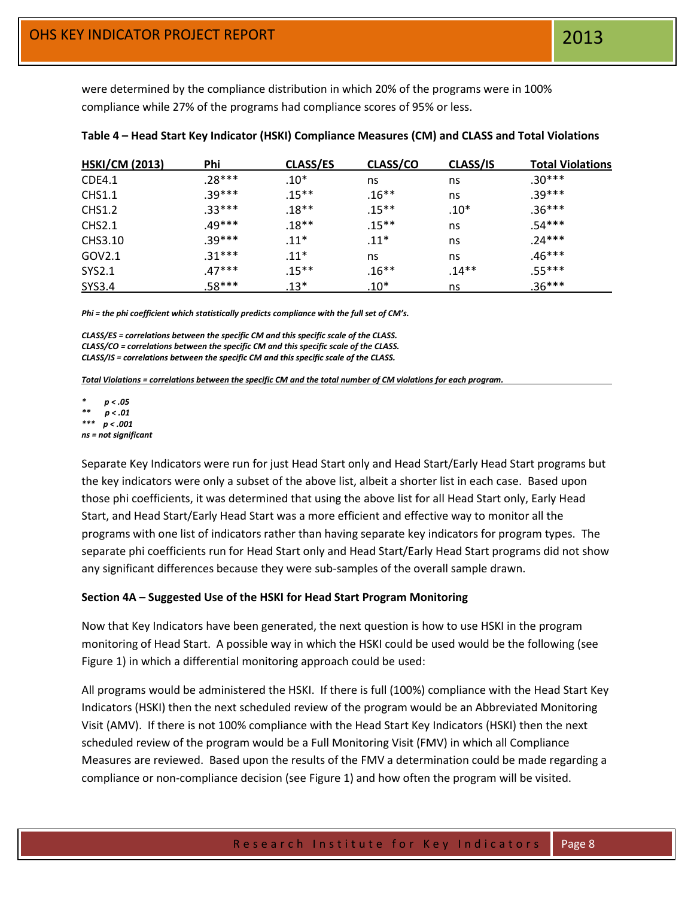were determined by the compliance distribution in which 20% of the programs were in 100% compliance while 27% of the programs had compliance scores of 95% or less.

**Table 4 – Head Start Key Indicator (HSKI) Compliance Measures (CM) and CLASS and Total Violations**

| HSKI/CM (2013) | Phi | CLASS/ES | CLASS/CO | CLASS/IS | Total Violations |
|---|---|---|---|---|---|
| CDE4.1 | .28*** | .10* | ns | ns | .30*** |
| CHS1.1 | .39*** | .15** | .16** | ns | .39*** |
| CHS1.2 | .33*** | .18** | .15** | .10* | .36*** |
| CHS2.1 | .49*** | .18** | .15** | ns | .54*** |
| CHS3.10 | .39*** | .11* | .11* | ns | .24*** |
| GOV2.1 | .31*** | .11* | ns | ns | .46*** |
| SYS2.1 | .47*** | .15** | .16** | .14** | .55*** |
| SYS3.4 | .58*** | .13* | .10* | ns | .36*** |

***Phi = the phi coefficient which statistically predicts compliance with the full set of CM's.***

***CLASS/ES = correlations between the specific CM and this specific scale of the CLASS.***
***CLASS/CO = correlations between the specific CM and this specific scale of the CLASS.***
***CLASS/IS = correlations between the specific CM and this specific scale of the CLASS.***

***Total Violations = correlations between the specific CM and the total number of CM violations for each program.***

****\*** $p < .05$***
***\*\*** $p < .01$***
***\*\*\*** $p < .001$***
***ns = not significant***

Separate Key Indicators were run for just Head Start only and Head Start/Early Head Start programs but the key indicators were only a subset of the above list, albeit a shorter list in each case. Based upon those phi coefficients, it was determined that using the above list for all Head Start only, Early Head Start, and Head Start/Early Head Start was a more efficient and effective way to monitor all the programs with one list of indicators rather than having separate key indicators for program types. The separate phi coefficients run for Head Start only and Head Start/Early Head Start programs did not show any significant differences because they were sub-samples of the overall sample drawn.

**Section 4A – Suggested Use of the HSKI for Head Start Program Monitoring**

Now that Key Indicators have been generated, the next question is how to use HSKI in the program monitoring of Head Start. A possible way in which the HSKI could be used would be the following (see Figure 1) in which a differential monitoring approach could be used:

All programs would be administered the HSKI. If there is full (100%) compliance with the Head Start Key Indicators (HSKI) then the next scheduled review of the program would be an Abbreviated Monitoring Visit (AMV). If there is not 100% compliance with the Head Start Key Indicators (HSKI) then the next scheduled review of the program would be a Full Monitoring Visit (FMV) in which all Compliance Measures are reviewed. Based upon the results of the FMV a determination could be made regarding a compliance or non-compliance decision (see Figure 1) and how often the program will be visited.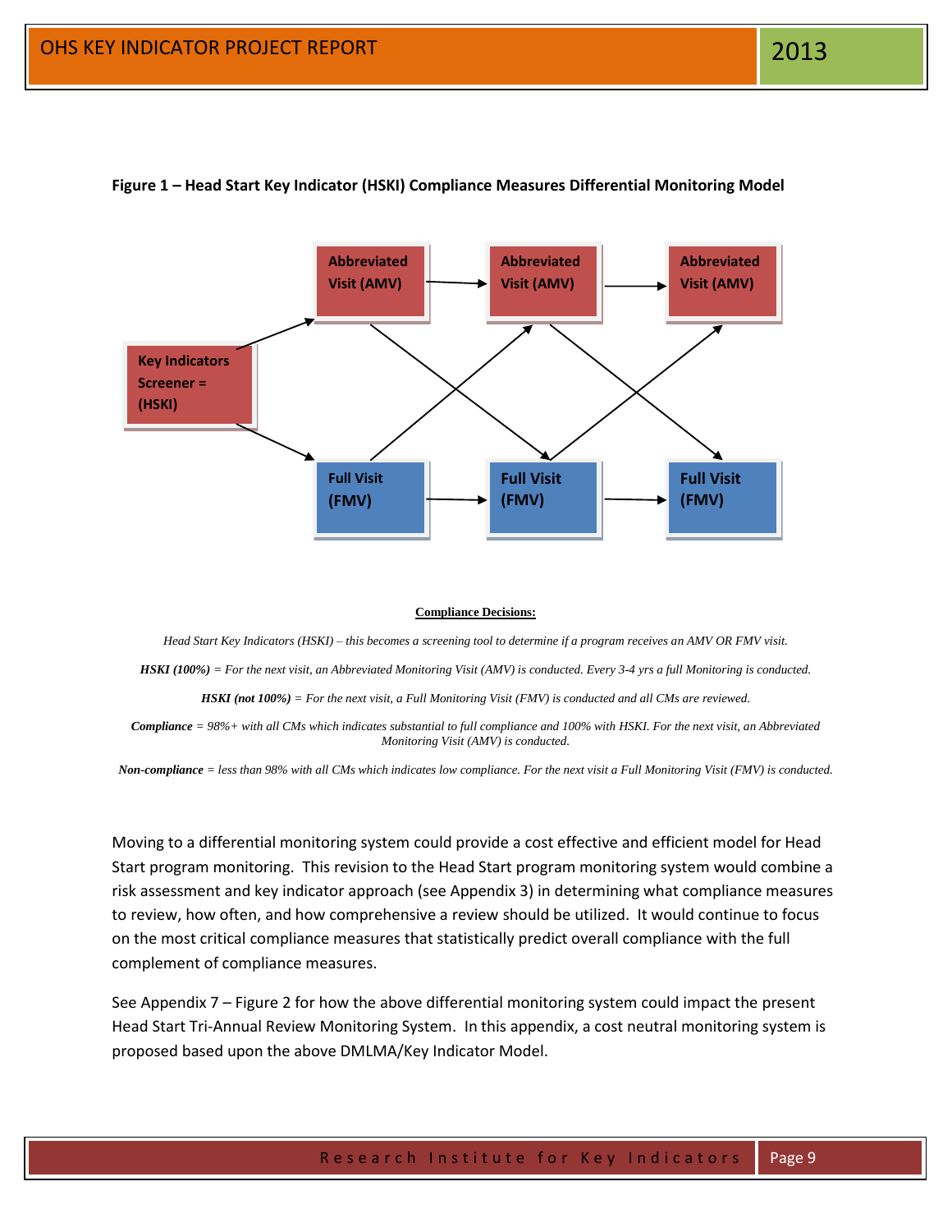**Figure 1 – Head Start Key Indicator (HSKI) Compliance Measures Differential Monitoring Model**

Key Indicators Screener = (HSKI)

Abbreviated Visit (AMV) → Abbreviated Visit (AMV) → Abbreviated Visit (AMV)

Full Visit (FMV) → Full Visit (FMV) → Full Visit (FMV)

**Compliance Decisions:**

*Head Start Key Indicators (HSKI) – this becomes a screening tool to determine if a program receives an AMV OR FMV visit.*

***HSKI (100%)*** *= For the next visit, an Abbreviated Monitoring Visit (AMV) is conducted. Every 3-4 yrs a full Monitoring is conducted.*

***HSKI (not 100%)*** *= For the next visit, a Full Monitoring Visit (FMV) is conducted and all CMs are reviewed.*

***Compliance*** *= 98%+ with all CMs which indicates substantial to full compliance and 100% with HSKI. For the next visit, an Abbreviated Monitoring Visit (AMV) is conducted.*

***Non-compliance*** *= less than 98% with all CMs which indicates low compliance. For the next visit a Full Monitoring Visit (FMV) is conducted.*

Moving to a differential monitoring system could provide a cost effective and efficient model for Head Start program monitoring. This revision to the Head Start program monitoring system would combine a risk assessment and key indicator approach (see Appendix 3) in determining what compliance measures to review, how often, and how comprehensive a review should be utilized. It would continue to focus on the most critical compliance measures that statistically predict overall compliance with the full complement of compliance measures.

See Appendix 7 – Figure 2 for how the above differential monitoring system could impact the present Head Start Tri-Annual Review Monitoring System. In this appendix, a cost neutral monitoring system is proposed based upon the above DMLMA/Key Indicator Model.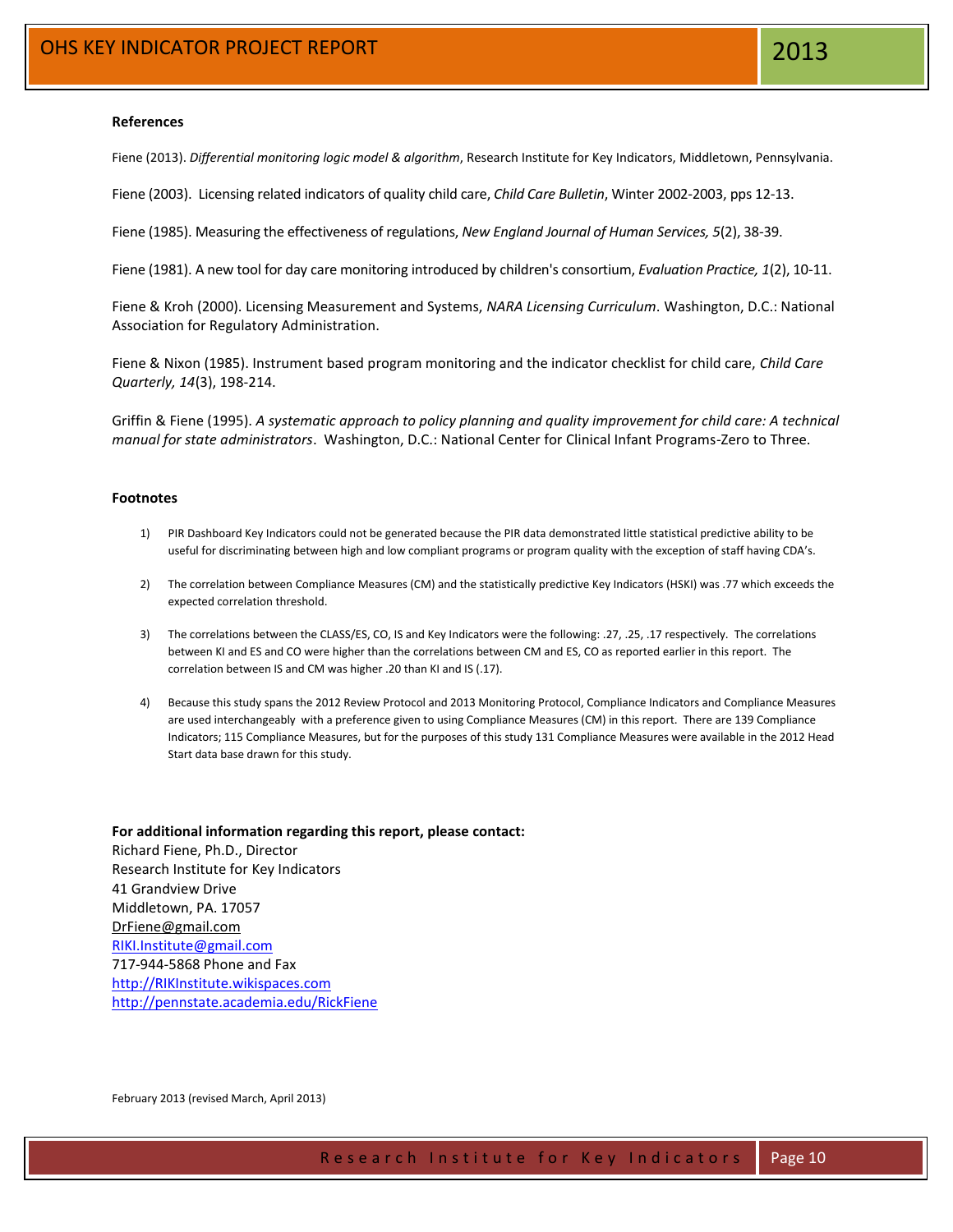### References

Fiene (2013). *Differential monitoring logic model & algorithm*, Research Institute for Key Indicators, Middletown, Pennsylvania.

Fiene (2003). Licensing related indicators of quality child care, *Child Care Bulletin*, Winter 2002-2003, pps 12-13.

Fiene (1985). Measuring the effectiveness of regulations, *New England Journal of Human Services, 5*(2), 38-39.

Fiene (1981). A new tool for day care monitoring introduced by children's consortium, *Evaluation Practice, 1*(2), 10-11.

Fiene & Kroh (2000). Licensing Measurement and Systems, *NARA Licensing Curriculum*. Washington, D.C.: National Association for Regulatory Administration.

Fiene & Nixon (1985). Instrument based program monitoring and the indicator checklist for child care, *Child Care Quarterly, 14*(3), 198-214.

Griffin & Fiene (1995). *A systematic approach to policy planning and quality improvement for child care: A technical manual for state administrators*. Washington, D.C.: National Center for Clinical Infant Programs-Zero to Three.

### Footnotes

1) PIR Dashboard Key Indicators could not be generated because the PIR data demonstrated little statistical predictive ability to be useful for discriminating between high and low compliant programs or program quality with the exception of staff having CDA's.

2) The correlation between Compliance Measures (CM) and the statistically predictive Key Indicators (HSKI) was .77 which exceeds the expected correlation threshold.

3) The correlations between the CLASS/ES, CO, IS and Key Indicators were the following: .27, .25, .17 respectively. The correlations between KI and ES and CO were higher than the correlations between CM and ES, CO as reported earlier in this report. The correlation between IS and CM was higher .20 than KI and IS (.17).

4) Because this study spans the 2012 Review Protocol and 2013 Monitoring Protocol, Compliance Indicators and Compliance Measures are used interchangeably with a preference given to using Compliance Measures (CM) in this report. There are 139 Compliance Indicators; 115 Compliance Measures, but for the purposes of this study 131 Compliance Measures were available in the 2012 Head Start data base drawn for this study.

**For additional information regarding this report, please contact:**
Richard Fiene, Ph.D., Director
Research Institute for Key Indicators
41 Grandview Drive
Middletown, PA. 17057
DrFiene@gmail.com
RIKI.Institute@gmail.com
717-944-5868 Phone and Fax
http://RIKInstitute.wikispaces.com
http://pennstate.academia.edu/RickFiene

February 2013 (revised March, April 2013)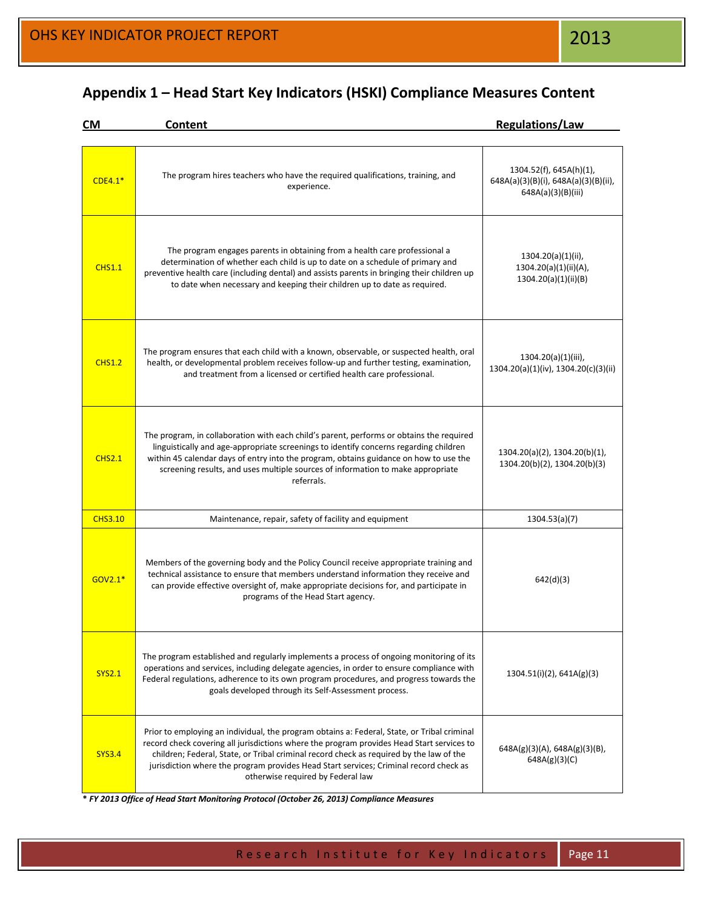## Appendix 1 – Head Start Key Indicators (HSKI) Compliance Measures Content

| CM | Content | Regulations/Law |
|---|---|---|
| CDE4.1* | The program hires teachers who have the required qualifications, training, and experience. | 1304.52(f), 645A(h)(1), 648A(a)(3)(B)(i), 648A(a)(3)(B)(ii), 648A(a)(3)(B)(iii) |
| CHS1.1 | The program engages parents in obtaining from a health care professional a determination of whether each child is up to date on a schedule of primary and preventive health care (including dental) and assists parents in bringing their children up to date when necessary and keeping their children up to date as required. | 1304.20(a)(1)(ii), 1304.20(a)(1)(ii)(A), 1304.20(a)(1)(ii)(B) |
| CHS1.2 | The program ensures that each child with a known, observable, or suspected health, oral health, or developmental problem receives follow-up and further testing, examination, and treatment from a licensed or certified health care professional. | 1304.20(a)(1)(iii), 1304.20(a)(1)(iv), 1304.20(c)(3)(ii) |
| CHS2.1 | The program, in collaboration with each child's parent, performs or obtains the required linguistically and age-appropriate screenings to identify concerns regarding children within 45 calendar days of entry into the program, obtains guidance on how to use the screening results, and uses multiple sources of information to make appropriate referrals. | 1304.20(a)(2), 1304.20(b)(1), 1304.20(b)(2), 1304.20(b)(3) |
| CHS3.10 | Maintenance, repair, safety of facility and equipment | 1304.53(a)(7) |
| GOV2.1* | Members of the governing body and the Policy Council receive appropriate training and technical assistance to ensure that members understand information they receive and can provide effective oversight of, make appropriate decisions for, and participate in programs of the Head Start agency. | 642(d)(3) |
| SYS2.1 | The program established and regularly implements a process of ongoing monitoring of its operations and services, including delegate agencies, in order to ensure compliance with Federal regulations, adherence to its own program procedures, and progress towards the goals developed through its Self-Assessment process. | 1304.51(i)(2), 641A(g)(3) |
| SYS3.4 | Prior to employing an individual, the program obtains a: Federal, State, or Tribal criminal record check covering all jurisdictions where the program provides Head Start services to children; Federal, State, or Tribal criminal record check as required by the law of the jurisdiction where the program provides Head Start services; Criminal record check as otherwise required by Federal law | 648A(g)(3)(A), 648A(g)(3)(B), 648A(g)(3)(C) |

***\* FY 2013 Office of Head Start Monitoring Protocol (October 26, 2013) Compliance Measures***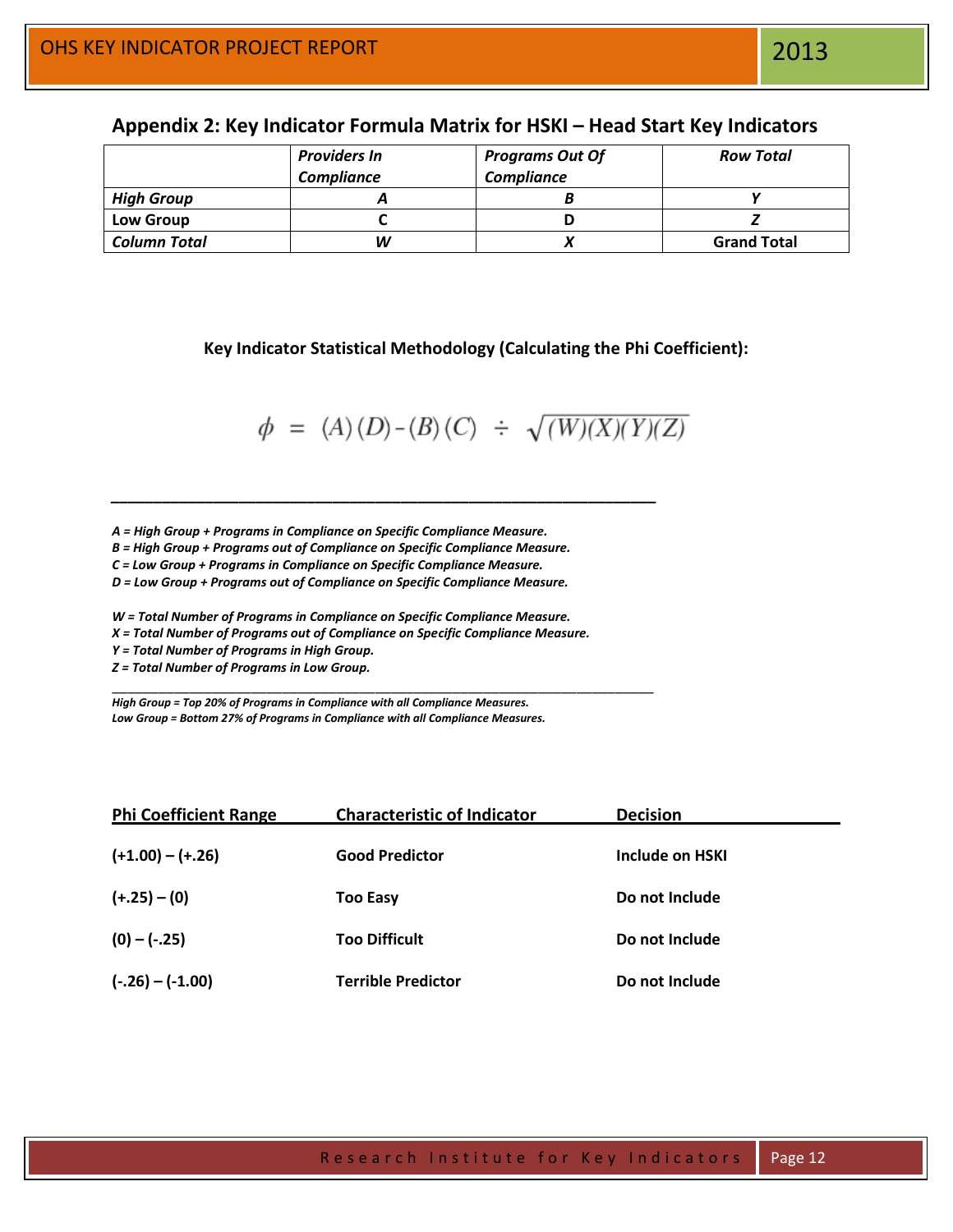## Appendix 2: Key Indicator Formula Matrix for HSKI – Head Start Key Indicators

| | *Providers In Compliance* | *Programs Out Of Compliance* | *Row Total* |
|---|---|---|---|
| ***High Group*** | ***A*** | ***B*** | ***Y*** |
| **Low Group** | **C** | **D** | ***Z*** |
| ***Column Total*** | ***W*** | ***X*** | **Grand Total** |

**Key Indicator Statistical Methodology (Calculating the Phi Coefficient):**

$$\phi = (A)(D) - (B)(C) \div \sqrt{(W)(X)(Y)(Z)}$$

---

***A = High Group + Programs in Compliance on Specific Compliance Measure.***
***B = High Group + Programs out of Compliance on Specific Compliance Measure.***
***C = Low Group + Programs in Compliance on Specific Compliance Measure.***
***D = Low Group + Programs out of Compliance on Specific Compliance Measure.***

***W = Total Number of Programs in Compliance on Specific Compliance Measure.***
***X = Total Number of Programs out of Compliance on Specific Compliance Measure.***
***Y = Total Number of Programs in High Group.***
***Z = Total Number of Programs in Low Group.***

---

***High Group = Top 20% of Programs in Compliance with all Compliance Measures.***
***Low Group = Bottom 27% of Programs in Compliance with all Compliance Measures.***

| Phi Coefficient Range | Characteristic of Indicator | Decision |
|---|---|---|
| **(+1.00) – (+.26)** | **Good Predictor** | **Include on HSKI** |
| **(+.25) – (0)** | **Too Easy** | **Do not Include** |
| **(0) – (-.25)** | **Too Difficult** | **Do not Include** |
| **(-.26) – (-1.00)** | **Terrible Predictor** | **Do not Include** |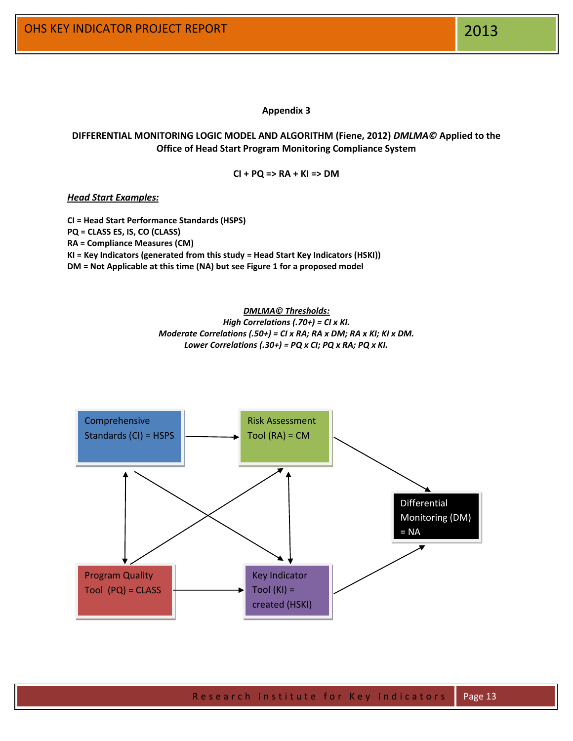## Appendix 3

**DIFFERENTIAL MONITORING LOGIC MODEL AND ALGORITHM (Fiene, 2012) *DMLMA©* Applied to the Office of Head Start Program Monitoring Compliance System**

**CI + PQ => RA + KI => DM**

***Head Start Examples:***

**CI = Head Start Performance Standards (HSPS)**
**PQ = CLASS ES, IS, CO (CLASS)**
**RA = Compliance Measures (CM)**
**KI = Key Indicators (generated from this study = Head Start Key Indicators (HSKI))**
**DM = Not Applicable at this time (NA) but see Figure 1 for a proposed model**

***DMLMA© Thresholds:***
*High Correlations (.70+) = CI x KI.*
*Moderate Correlations (.50+) = CI x RA; RA x DM; RA x KI; KI x DM.*
*Lower Correlations (.30+) = PQ x CI; PQ x RA; PQ x KI.*

Comprehensive Standards (CI) = HSPS

Risk Assessment Tool (RA) = CM

Differential Monitoring (DM) = NA

Program Quality Tool (PQ) = CLASS

Key Indicator Tool (KI) = created (HSKI)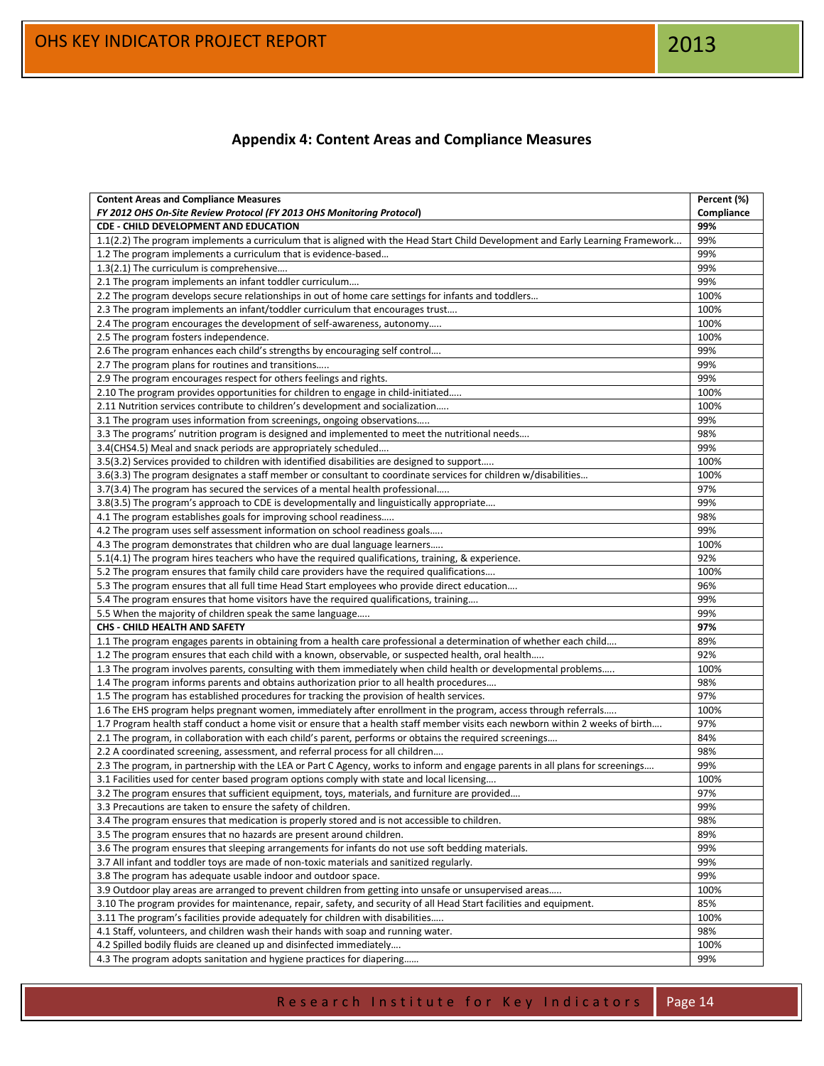## Appendix 4: Content Areas and Compliance Measures

| **Content Areas and Compliance Measures** *FY 2012 OHS On-Site Review Protocol (FY 2013 OHS Monitoring Protocol)* | **Percent (%) Compliance** |
|---|---|
| **CDE - CHILD DEVELOPMENT AND EDUCATION** | **99%** |
| 1.1(2.2) The program implements a curriculum that is aligned with the Head Start Child Development and Early Learning Framework… | 99% |
| 1.2 The program implements a curriculum that is evidence-based… | 99% |
| 1.3(2.1) The curriculum is comprehensive…. | 99% |
| 2.1 The program implements an infant toddler curriculum…. | 99% |
| 2.2 The program develops secure relationships in out of home care settings for infants and toddlers… | 100% |
| 2.3 The program implements an infant/toddler curriculum that encourages trust…. | 100% |
| 2.4 The program encourages the development of self-awareness, autonomy….. | 100% |
| 2.5 The program fosters independence. | 100% |
| 2.6 The program enhances each child's strengths by encouraging self control…. | 99% |
| 2.7 The program plans for routines and transitions….. | 99% |
| 2.9 The program encourages respect for others feelings and rights. | 99% |
| 2.10 The program provides opportunities for children to engage in child-initiated….. | 100% |
| 2.11 Nutrition services contribute to children's development and socialization….. | 100% |
| 3.1 The program uses information from screenings, ongoing observations….. | 99% |
| 3.3 The programs' nutrition program is designed and implemented to meet the nutritional needs…. | 98% |
| 3.4(CHS4.5) Meal and snack periods are appropriately scheduled…. | 99% |
| 3.5(3.2) Services provided to children with identified disabilities are designed to support….. | 100% |
| 3.6(3.3) The program designates a staff member or consultant to coordinate services for children w/disabilities… | 100% |
| 3.7(3.4) The program has secured the services of a mental health professional….. | 97% |
| 3.8(3.5) The program's approach to CDE is developmentally and linguistically appropriate…. | 99% |
| 4.1 The program establishes goals for improving school readiness….. | 98% |
| 4.2 The program uses self assessment information on school readiness goals….. | 99% |
| 4.3 The program demonstrates that children who are dual language learners….. | 100% |
| 5.1(4.1) The program hires teachers who have the required qualifications, training, & experience. | 92% |
| 5.2 The program ensures that family child care providers have the required qualifications…. | 100% |
| 5.3 The program ensures that all full time Head Start employees who provide direct education…. | 96% |
| 5.4 The program ensures that home visitors have the required qualifications, training…. | 99% |
| 5.5 When the majority of children speak the same language….. | 99% |
| **CHS - CHILD HEALTH AND SAFETY** | **97%** |
| 1.1 The program engages parents in obtaining from a health care professional a determination of whether each child…. | 89% |
| 1.2 The program ensures that each child with a known, observable, or suspected health, oral health….. | 92% |
| 1.3 The program involves parents, consulting with them immediately when child health or developmental problems….. | 100% |
| 1.4 The program informs parents and obtains authorization prior to all health procedures…. | 98% |
| 1.5 The program has established procedures for tracking the provision of health services. | 97% |
| 1.6 The EHS program helps pregnant women, immediately after enrollment in the program, access through referrals….. | 100% |
| 1.7 Program health staff conduct a home visit or ensure that a health staff member visits each newborn within 2 weeks of birth…. | 97% |
| 2.1 The program, in collaboration with each child's parent, performs or obtains the required screenings…. | 84% |
| 2.2 A coordinated screening, assessment, and referral process for all children…. | 98% |
| 2.3 The program, in partnership with the LEA or Part C Agency, works to inform and engage parents in all plans for screenings…. | 99% |
| 3.1 Facilities used for center based program options comply with state and local licensing…. | 100% |
| 3.2 The program ensures that sufficient equipment, toys, materials, and furniture are provided…. | 97% |
| 3.3 Precautions are taken to ensure the safety of children. | 99% |
| 3.4 The program ensures that medication is properly stored and is not accessible to children. | 98% |
| 3.5 The program ensures that no hazards are present around children. | 89% |
| 3.6 The program ensures that sleeping arrangements for infants do not use soft bedding materials. | 99% |
| 3.7 All infant and toddler toys are made of non-toxic materials and sanitized regularly. | 99% |
| 3.8 The program has adequate usable indoor and outdoor space. | 99% |
| 3.9 Outdoor play areas are arranged to prevent children from getting into unsafe or unsupervised areas….. | 100% |
| 3.10 The program provides for maintenance, repair, safety, and security of all Head Start facilities and equipment. | 85% |
| 3.11 The program's facilities provide adequately for children with disabilities….. | 100% |
| 4.1 Staff, volunteers, and children wash their hands with soap and running water. | 98% |
| 4.2 Spilled bodily fluids are cleaned up and disinfected immediately…. | 100% |
| 4.3 The program adopts sanitation and hygiene practices for diapering…… | 99% |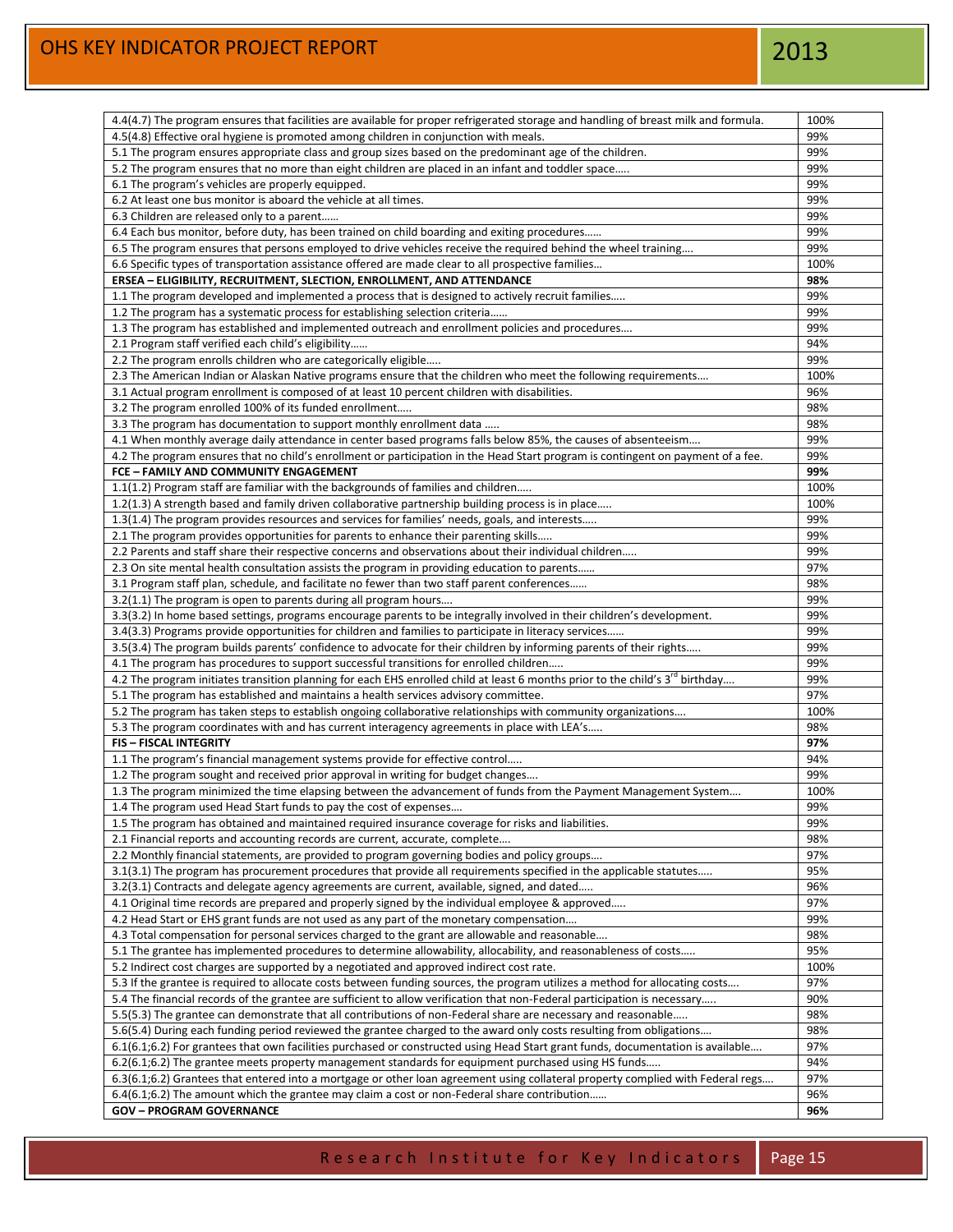| | |
|---|---|
| 4.4(4.7) The program ensures that facilities are available for proper refrigerated storage and handling of breast milk and formula. | 100% |
| 4.5(4.8) Effective oral hygiene is promoted among children in conjunction with meals. | 99% |
| 5.1 The program ensures appropriate class and group sizes based on the predominant age of the children. | 99% |
| 5.2 The program ensures that no more than eight children are placed in an infant and toddler space….. | 99% |
| 6.1 The program's vehicles are properly equipped. | 99% |
| 6.2 At least one bus monitor is aboard the vehicle at all times. | 99% |
| 6.3 Children are released only to a parent…… | 99% |
| 6.4 Each bus monitor, before duty, has been trained on child boarding and exiting procedures…… | 99% |
| 6.5 The program ensures that persons employed to drive vehicles receive the required behind the wheel training…. | 99% |
| 6.6 Specific types of transportation assistance offered are made clear to all prospective families… | 100% |
| **ERSEA – ELIGIBILITY, RECRUITMENT, SLECTION, ENROLLMENT, AND ATTENDANCE** | **98%** |
| 1.1 The program developed and implemented a process that is designed to actively recruit families….. | 99% |
| 1.2 The program has a systematic process for establishing selection criteria…… | 99% |
| 1.3 The program has established and implemented outreach and enrollment policies and procedures…. | 99% |
| 2.1 Program staff verified each child's eligibility…… | 94% |
| 2.2 The program enrolls children who are categorically eligible….. | 99% |
| 2.3 The American Indian or Alaskan Native programs ensure that the children who meet the following requirements…. | 100% |
| 3.1 Actual program enrollment is composed of at least 10 percent children with disabilities. | 96% |
| 3.2 The program enrolled 100% of its funded enrollment….. | 98% |
| 3.3 The program has documentation to support monthly enrollment data ….. | 98% |
| 4.1 When monthly average daily attendance in center based programs falls below 85%, the causes of absenteeism…. | 99% |
| 4.2 The program ensures that no child's enrollment or participation in the Head Start program is contingent on payment of a fee. | 99% |
| **FCE – FAMILY AND COMMUNITY ENGAGEMENT** | **99%** |
| 1.1(1.2) Program staff are familiar with the backgrounds of families and children….. | 100% |
| 1.2(1.3) A strength based and family driven collaborative partnership building process is in place….. | 100% |
| 1.3(1.4) The program provides resources and services for families' needs, goals, and interests….. | 99% |
| 2.1 The program provides opportunities for parents to enhance their parenting skills….. | 99% |
| 2.2 Parents and staff share their respective concerns and observations about their individual children….. | 99% |
| 2.3 On site mental health consultation assists the program in providing education to parents…… | 97% |
| 3.1 Program staff plan, schedule, and facilitate no fewer than two staff parent conferences…… | 98% |
| 3.2(1.1) The program is open to parents during all program hours…. | 99% |
| 3.3(3.2) In home based settings, programs encourage parents to be integrally involved in their children's development. | 99% |
| 3.4(3.3) Programs provide opportunities for children and families to participate in literacy services…… | 99% |
| 3.5(3.4) The program builds parents' confidence to advocate for their children by informing parents of their rights….. | 99% |
| 4.1 The program has procedures to support successful transitions for enrolled children….. | 99% |
| 4.2 The program initiates transition planning for each EHS enrolled child at least 6 months prior to the child's 3rd birthday…. | 99% |
| 5.1 The program has established and maintains a health services advisory committee. | 97% |
| 5.2 The program has taken steps to establish ongoing collaborative relationships with community organizations…. | 100% |
| 5.3 The program coordinates with and has current interagency agreements in place with LEA's….. | 98% |
| **FIS – FISCAL INTEGRITY** | **97%** |
| 1.1 The program's financial management systems provide for effective control….. | 94% |
| 1.2 The program sought and received prior approval in writing for budget changes…. | 99% |
| 1.3 The program minimized the time elapsing between the advancement of funds from the Payment Management System…. | 100% |
| 1.4 The program used Head Start funds to pay the cost of expenses…. | 99% |
| 1.5 The program has obtained and maintained required insurance coverage for risks and liabilities. | 99% |
| 2.1 Financial reports and accounting records are current, accurate, complete…. | 98% |
| 2.2 Monthly financial statements, are provided to program governing bodies and policy groups…. | 97% |
| 3.1(3.1) The program has procurement procedures that provide all requirements specified in the applicable statutes….. | 95% |
| 3.2(3.1) Contracts and delegate agency agreements are current, available, signed, and dated….. | 96% |
| 4.1 Original time records are prepared and properly signed by the individual employee & approved….. | 97% |
| 4.2 Head Start or EHS grant funds are not used as any part of the monetary compensation…. | 99% |
| 4.3 Total compensation for personal services charged to the grant are allowable and reasonable…. | 98% |
| 5.1 The grantee has implemented procedures to determine allowability, allocability, and reasonableness of costs….. | 95% |
| 5.2 Indirect cost charges are supported by a negotiated and approved indirect cost rate. | 100% |
| 5.3 If the grantee is required to allocate costs between funding sources, the program utilizes a method for allocating costs…. | 97% |
| 5.4 The financial records of the grantee are sufficient to allow verification that non-Federal participation is necessary….. | 90% |
| 5.5(5.3) The grantee can demonstrate that all contributions of non-Federal share are necessary and reasonable….. | 98% |
| 5.6(5.4) During each funding period reviewed the grantee charged to the award only costs resulting from obligations…. | 98% |
| 6.1(6.1;6.2) For grantees that own facilities purchased or constructed using Head Start grant funds, documentation is available…. | 97% |
| 6.2(6.1;6.2) The grantee meets property management standards for equipment purchased using HS funds….. | 94% |
| 6.3(6.1;6.2) Grantees that entered into a mortgage or other loan agreement using collateral property complied with Federal regs…. | 97% |
| 6.4(6.1;6.2) The amount which the grantee may claim a cost or non-Federal share contribution…… | 96% |
| **GOV – PROGRAM GOVERNANCE** | **96%** |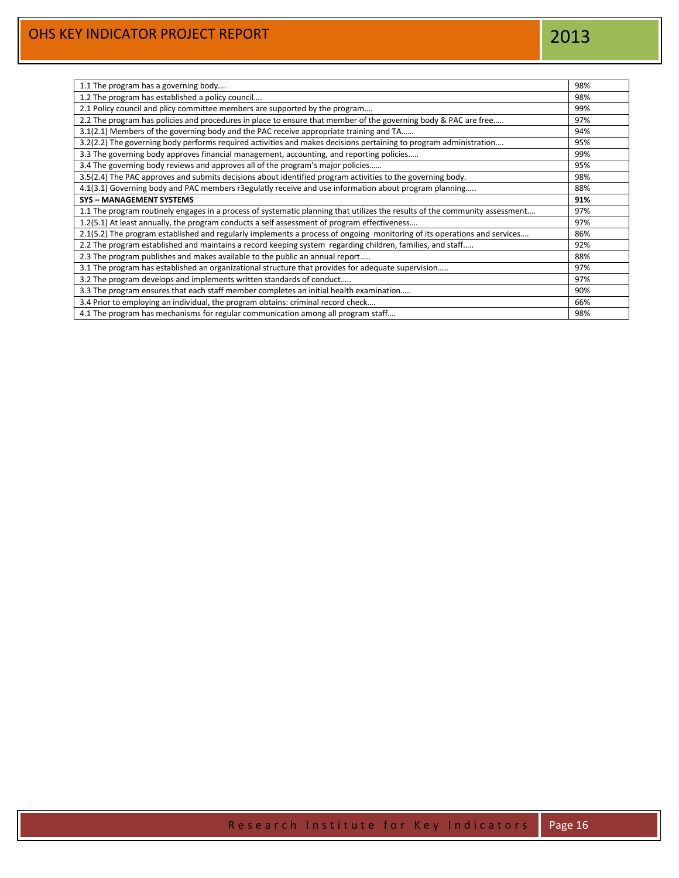| | |
|---|---|
| 1.1 The program has a governing body…. | 98% |
| 1.2 The program has established a policy council…. | 98% |
| 2.1 Policy council and plicy committee members are supported by the program…. | 99% |
| 2.2 The program has policies and procedures in place to ensure that member of the governing body & PAC are free….. | 97% |
| 3.1(2.1) Members of the governing body and the PAC receive appropriate training and TA…… | 94% |
| 3.2(2.2) The governing body performs required activities and makes decisions pertaining to program administration…. | 95% |
| 3.3 The governing body approves financial management, accounting, and reporting policies….. | 99% |
| 3.4 The governing body reviews and approves all of the program's major policies…… | 95% |
| 3.5(2.4) The PAC approves and submits decisions about identified program activities to the governing body. | 98% |
| 4.1(3.1) Governing body and PAC members r3egulatly receive and use information about program planning….. | 88% |
| **SYS – MANAGEMENT SYSTEMS** | **91%** |
| 1.1 The program routinely engages in a process of systematic planning that utilizes the results of the community assessment…. | 97% |
| 1.2(5.1) At least annually, the program conducts a self assessment of program effectiveness…. | 97% |
| 2.1(5.2) The program established and regularly implements a process of ongoing monitoring of its operations and services…. | 86% |
| 2.2 The program established and maintains a record keeping system regarding children, families, and staff….. | 92% |
| 2.3 The program publishes and makes available to the public an annual report….. | 88% |
| 3.1 The program has established an organizational structure that provides for adequate supervision….. | 97% |
| 3.2 The program develops and implements written standards of conduct….. | 97% |
| 3.3 The program ensures that each staff member completes an initial health examination….. | 90% |
| 3.4 Prior to employing an individual, the program obtains: criminal record check…. | 66% |
| 4.1 The program has mechanisms for regular communication among all program staff…. | 98% |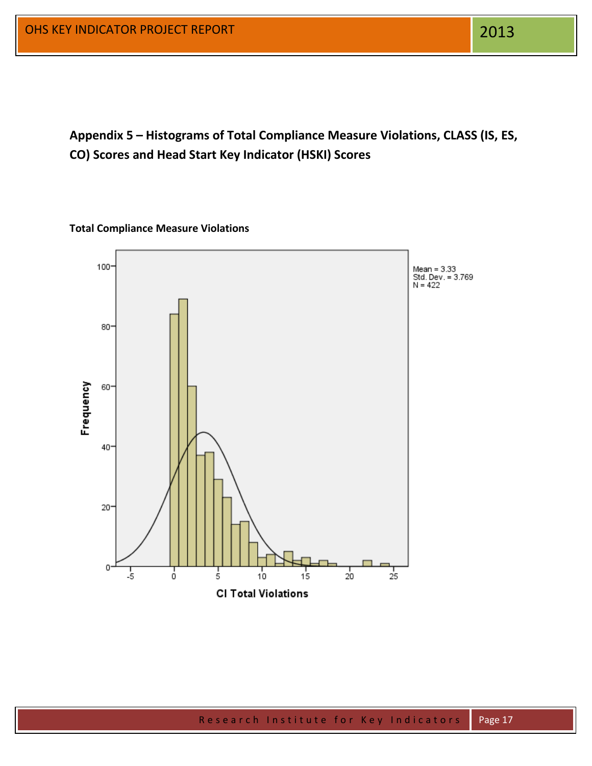## Appendix 5 – Histograms of Total Compliance Measure Violations, CLASS (IS, ES, CO) Scores and Head Start Key Indicator (HSKI) Scores

**Total Compliance Measure Violations**

Mean = 3.33
Std. Dev. = 3.769
N = 422

CI Total Violations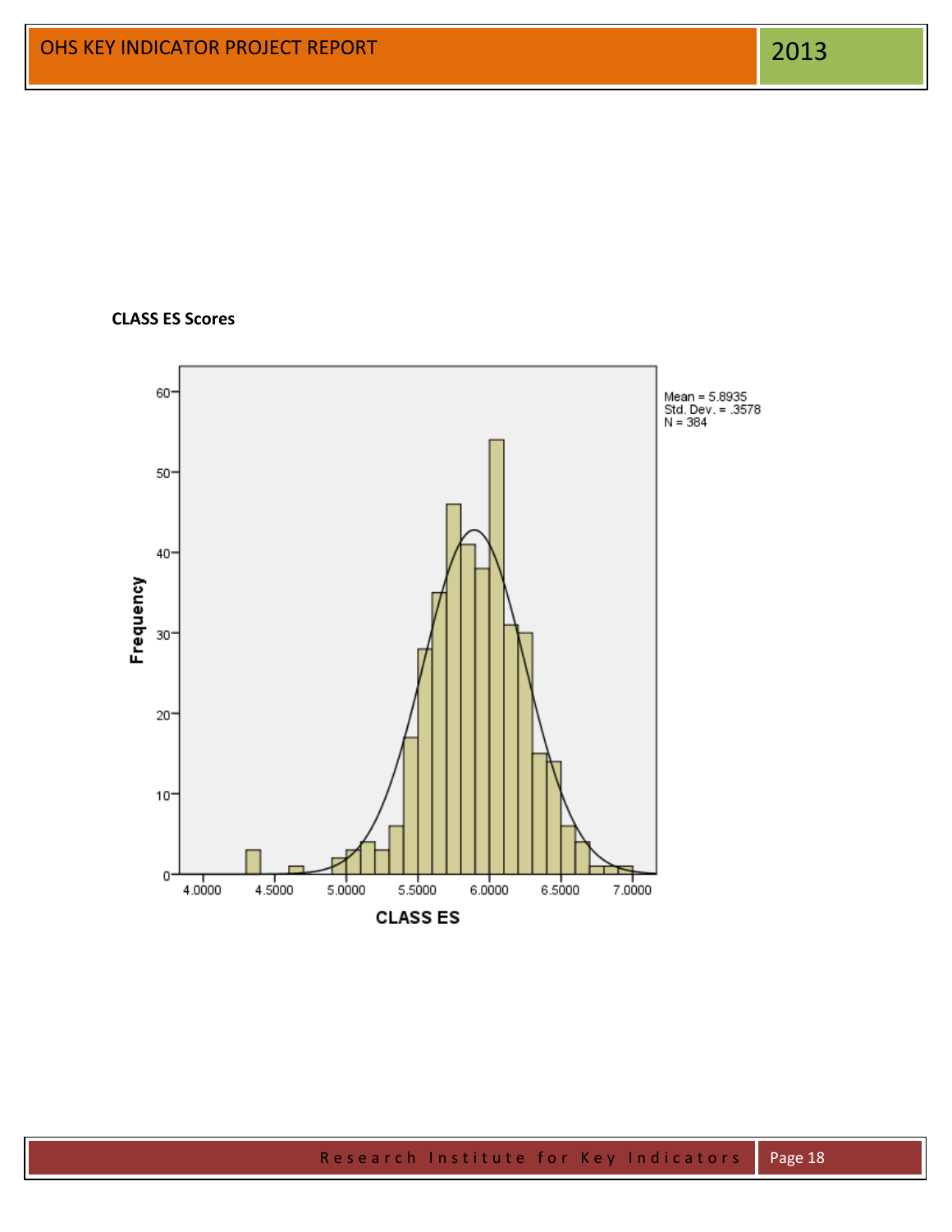**CLASS ES Scores**

Mean = 5.8935
Std. Dev. = .3578
N = 384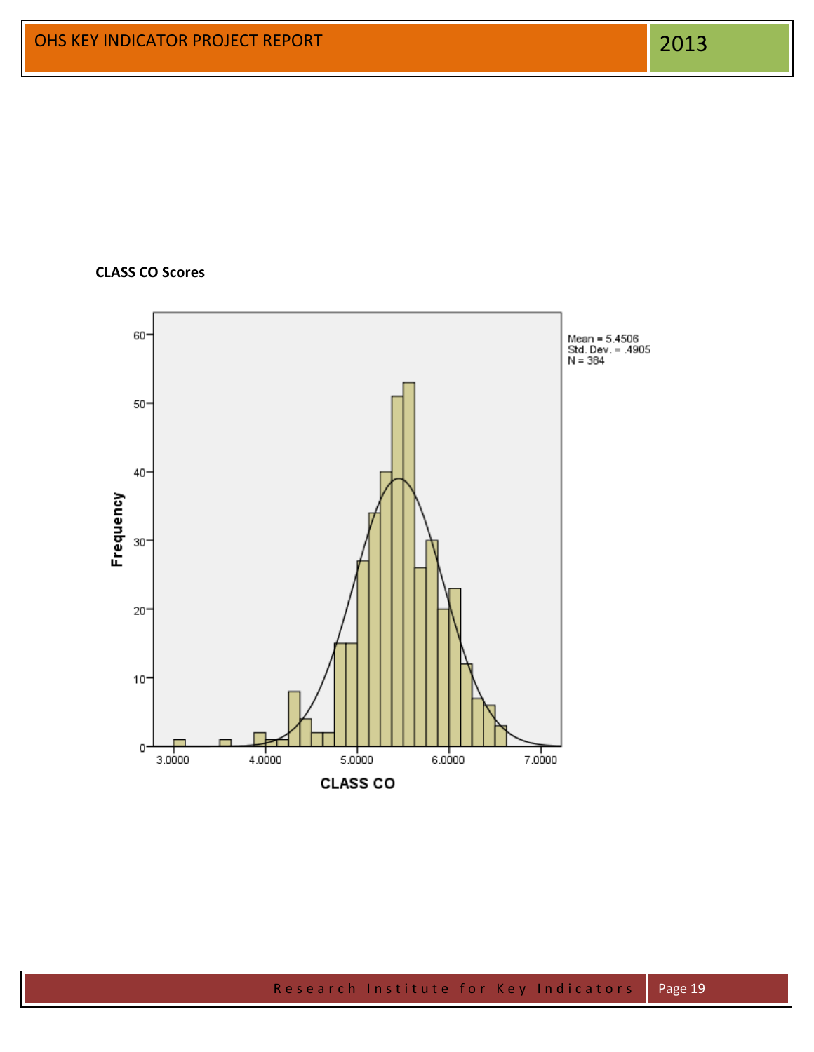**CLASS CO Scores**

Mean = 5.4506
Std. Dev. = .4905
N = 384

Frequency

CLASS CO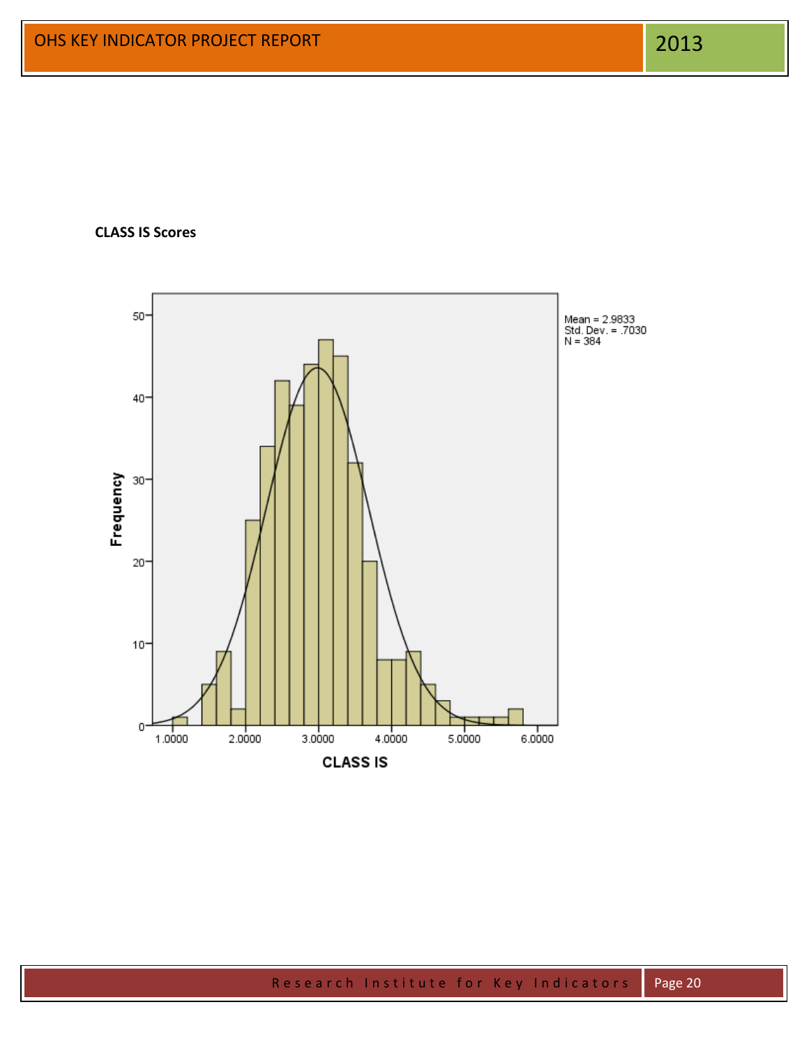**CLASS IS Scores**

Mean = 2.9833
Std. Dev. = .7030
N = 384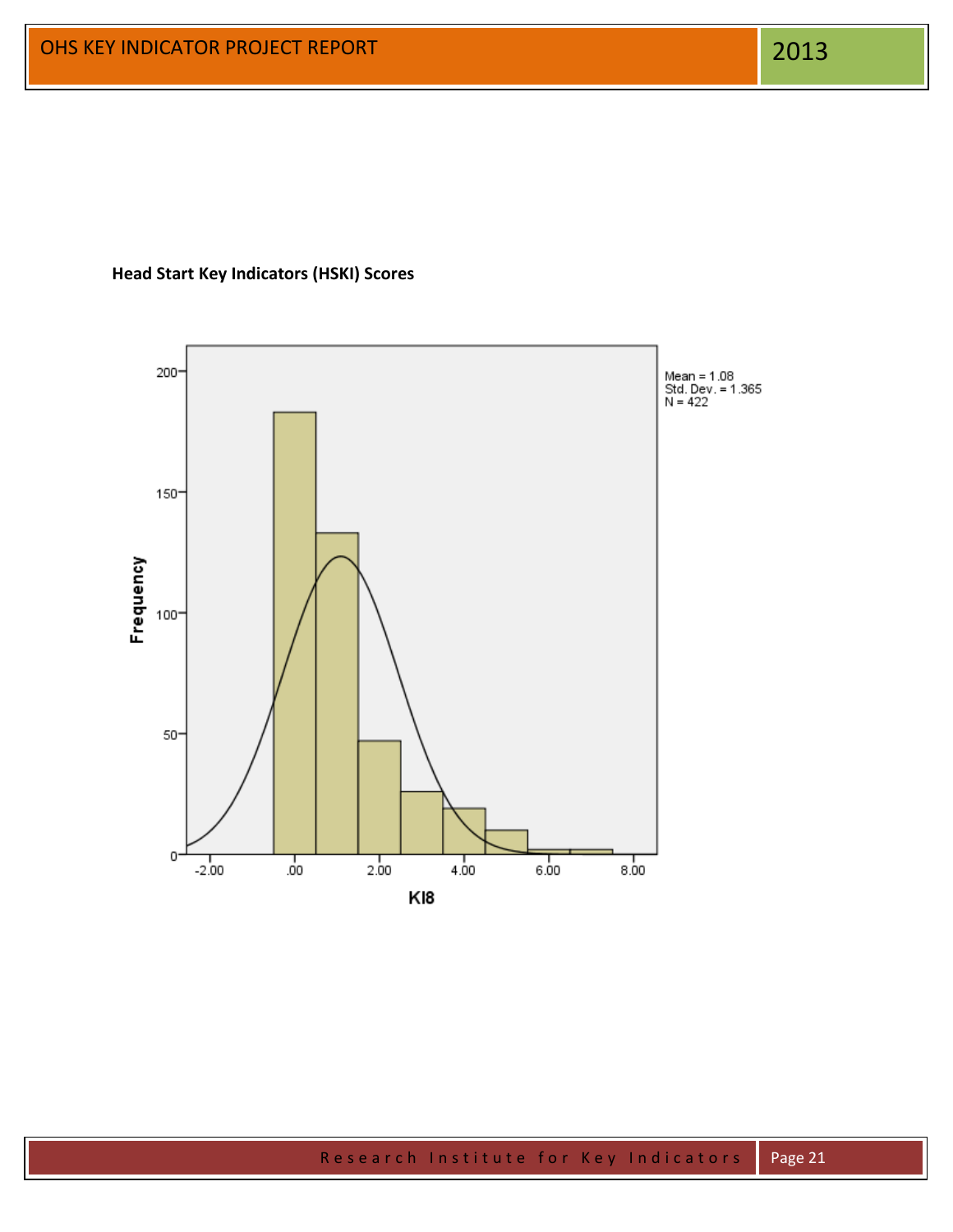**Head Start Key Indicators (HSKI) Scores**

Mean = 1.08
Std. Dev. = 1.365
N = 422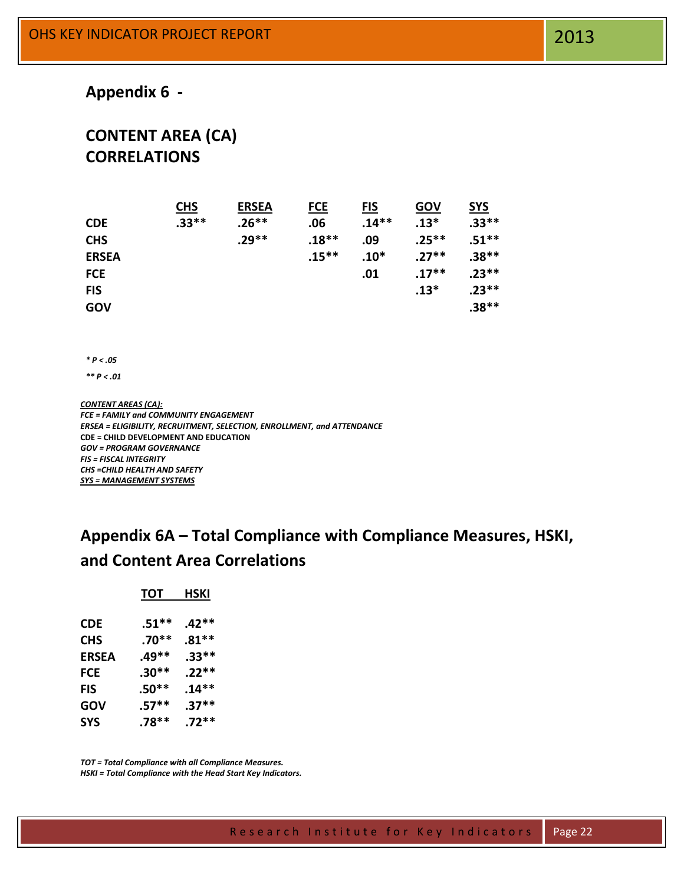## Appendix 6 -

## CONTENT AREA (CA) CORRELATIONS

| | CHS | ERSEA | FCE | FIS | GOV | SYS |
|---|---|---|---|---|---|---|
| **CDE** | .33** | .26** | .06 | .14** | .13* | .33** |
| **CHS** | | .29** | .18** | .09 | .25** | .51** |
| **ERSEA** | | | .15** | .10* | .27** | .38** |
| **FCE** | | | | .01 | .17** | .23** |
| **FIS** | | | | | .13* | .23** |
| **GOV** | | | | | | .38** |

***** $P < .05$*

***** $P < .01$*

***CONTENT AREAS (CA):***
***FCE = FAMILY and COMMUNITY ENGAGEMENT***
***ERSEA = ELIGIBILITY, RECRUITMENT, SELECTION, ENROLLMENT, and ATTENDANCE***
**CDE = CHILD DEVELOPMENT AND EDUCATION**
***GOV = PROGRAM GOVERNANCE***
***FIS = FISCAL INTEGRITY***
***CHS =CHILD HEALTH AND SAFETY***
***SYS = MANAGEMENT SYSTEMS***

## Appendix 6A – Total Compliance with Compliance Measures, HSKI, and Content Area Correlations

| | TOT | HSKI |
|---|---|---|
| **CDE** | .51** | .42** |
| **CHS** | .70** | .81** |
| **ERSEA** | .49** | .33** |
| **FCE** | .30** | .22** |
| **FIS** | .50** | .14** |
| **GOV** | .57** | .37** |
| **SYS** | .78** | .72** |

***TOT = Total Compliance with all Compliance Measures.***
***HSKI = Total Compliance with the Head Start Key Indicators.***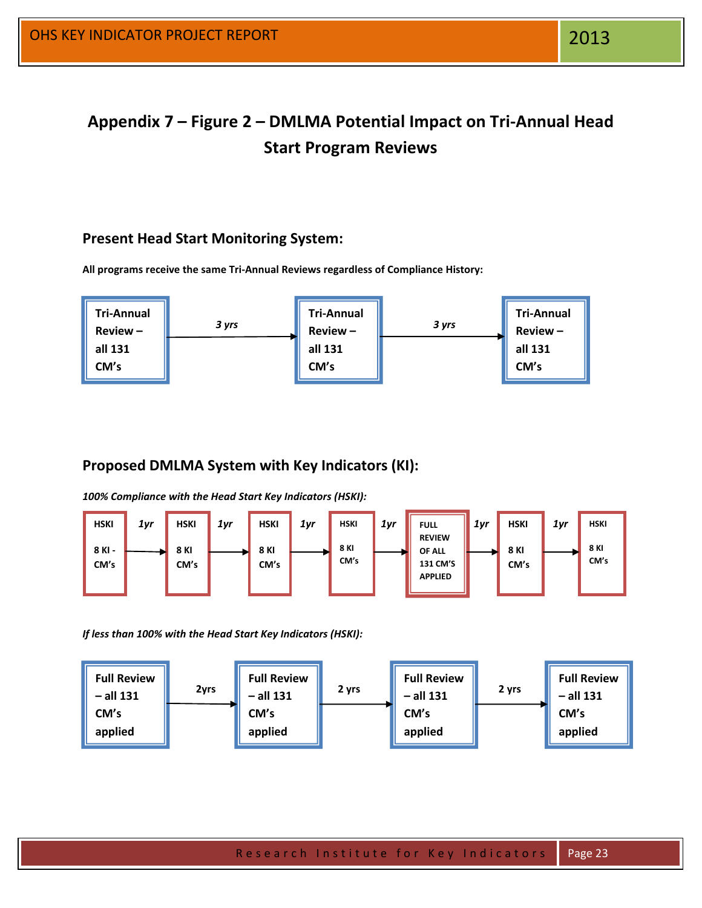## Appendix 7 – Figure 2 – DMLMA Potential Impact on Tri-Annual Head Start Program Reviews

### Present Head Start Monitoring System:

**All programs receive the same Tri-Annual Reviews regardless of Compliance History:**

Tri-Annual Review – all 131 CM's → *3 yrs* → Tri-Annual Review – all 131 CM's → *3 yrs* → Tri-Annual Review – all 131 CM's

### Proposed DMLMA System with Key Indicators (KI):

***100% Compliance with the Head Start Key Indicators (HSKI):***

HSKI 8 KI - CM's → *1yr* → HSKI 8 KI CM's → *1yr* → HSKI 8 KI CM's → *1yr* → HSKI 8 KI CM's → *1yr* → FULL REVIEW OF ALL 131 CM'S APPLIED → *1yr* → HSKI 8 KI CM's → *1yr* → HSKI 8 KI CM's

***If less than 100% with the Head Start Key Indicators (HSKI):***

Full Review – all 131 CM's applied → 2yrs → Full Review – all 131 CM's applied → 2 yrs → Full Review – all 131 CM's applied → 2 yrs → Full Review – all 131 CM's applied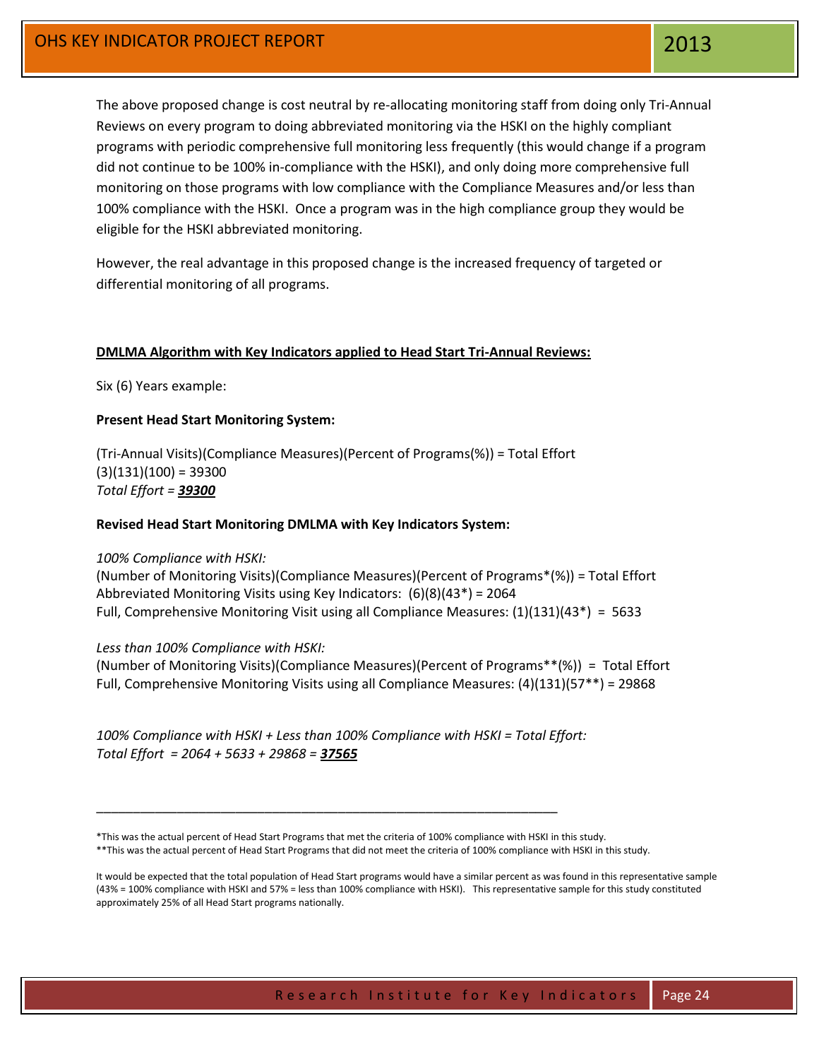The above proposed change is cost neutral by re-allocating monitoring staff from doing only Tri-Annual Reviews on every program to doing abbreviated monitoring via the HSKI on the highly compliant programs with periodic comprehensive full monitoring less frequently (this would change if a program did not continue to be 100% in-compliance with the HSKI), and only doing more comprehensive full monitoring on those programs with low compliance with the Compliance Measures and/or less than 100% compliance with the HSKI. Once a program was in the high compliance group they would be eligible for the HSKI abbreviated monitoring.

However, the real advantage in this proposed change is the increased frequency of targeted or differential monitoring of all programs.

**DMLMA Algorithm with Key Indicators applied to Head Start Tri-Annual Reviews:**

Six (6) Years example:

**Present Head Start Monitoring System:**

(Tri-Annual Visits)(Compliance Measures)(Percent of Programs(%)) = Total Effort
(3)(131)(100) = 39300
*Total Effort = **39300***

**Revised Head Start Monitoring DMLMA with Key Indicators System:**

*100% Compliance with HSKI:*
(Number of Monitoring Visits)(Compliance Measures)(Percent of Programs*(%)) = Total Effort
Abbreviated Monitoring Visits using Key Indicators: (6)(8)(43*) = 2064
Full, Comprehensive Monitoring Visit using all Compliance Measures: (1)(131)(43*) = 5633

*Less than 100% Compliance with HSKI:*
(Number of Monitoring Visits)(Compliance Measures)(Percent of Programs**(%)) = Total Effort
Full, Comprehensive Monitoring Visits using all Compliance Measures: (4)(131)(57**) = 29868

*100% Compliance with HSKI + Less than 100% Compliance with HSKI = Total Effort:*
*Total Effort = 2064 + 5633 + 29868 = **37565***

---

*This was the actual percent of Head Start Programs that met the criteria of 100% compliance with HSKI in this study.
**This was the actual percent of Head Start Programs that did not meet the criteria of 100% compliance with HSKI in this study.

It would be expected that the total population of Head Start programs would have a similar percent as was found in this representative sample (43% = 100% compliance with HSKI and 57% = less than 100% compliance with HSKI). This representative sample for this study constituted approximately 25% of all Head Start programs nationally.